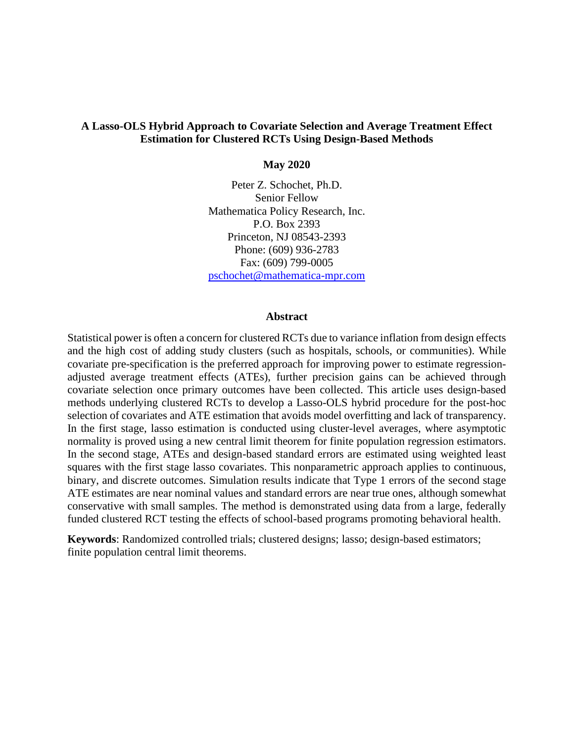# A Lasso-OLS Hybrid Approach to Covariate Selection and Average Treatment Effect Estimation for Clustered RCTs Using Design-Based Methods

**May 2020**

Peter Z. Schochet, Ph.D.
Senior Fellow
Mathematica Policy Research, Inc.
P.O. Box 2393
Princeton, NJ 08543-2393
Phone: (609) 936-2783
Fax: (609) 799-0005
pschochet@mathematica-mpr.com

## Abstract

Statistical power is often a concern for clustered RCTs due to variance inflation from design effects and the high cost of adding study clusters (such as hospitals, schools, or communities). While covariate pre-specification is the preferred approach for improving power to estimate regression-adjusted average treatment effects (ATEs), further precision gains can be achieved through covariate selection once primary outcomes have been collected. This article uses design-based methods underlying clustered RCTs to develop a Lasso-OLS hybrid procedure for the post-hoc selection of covariates and ATE estimation that avoids model overfitting and lack of transparency. In the first stage, lasso estimation is conducted using cluster-level averages, where asymptotic normality is proved using a new central limit theorem for finite population regression estimators. In the second stage, ATEs and design-based standard errors are estimated using weighted least squares with the first stage lasso covariates. This nonparametric approach applies to continuous, binary, and discrete outcomes. Simulation results indicate that Type 1 errors of the second stage ATE estimates are near nominal values and standard errors are near true ones, although somewhat conservative with small samples. The method is demonstrated using data from a large, federally funded clustered RCT testing the effects of school-based programs promoting behavioral health.

**Keywords**: Randomized controlled trials; clustered designs; lasso; design-based estimators; finite population central limit theorems.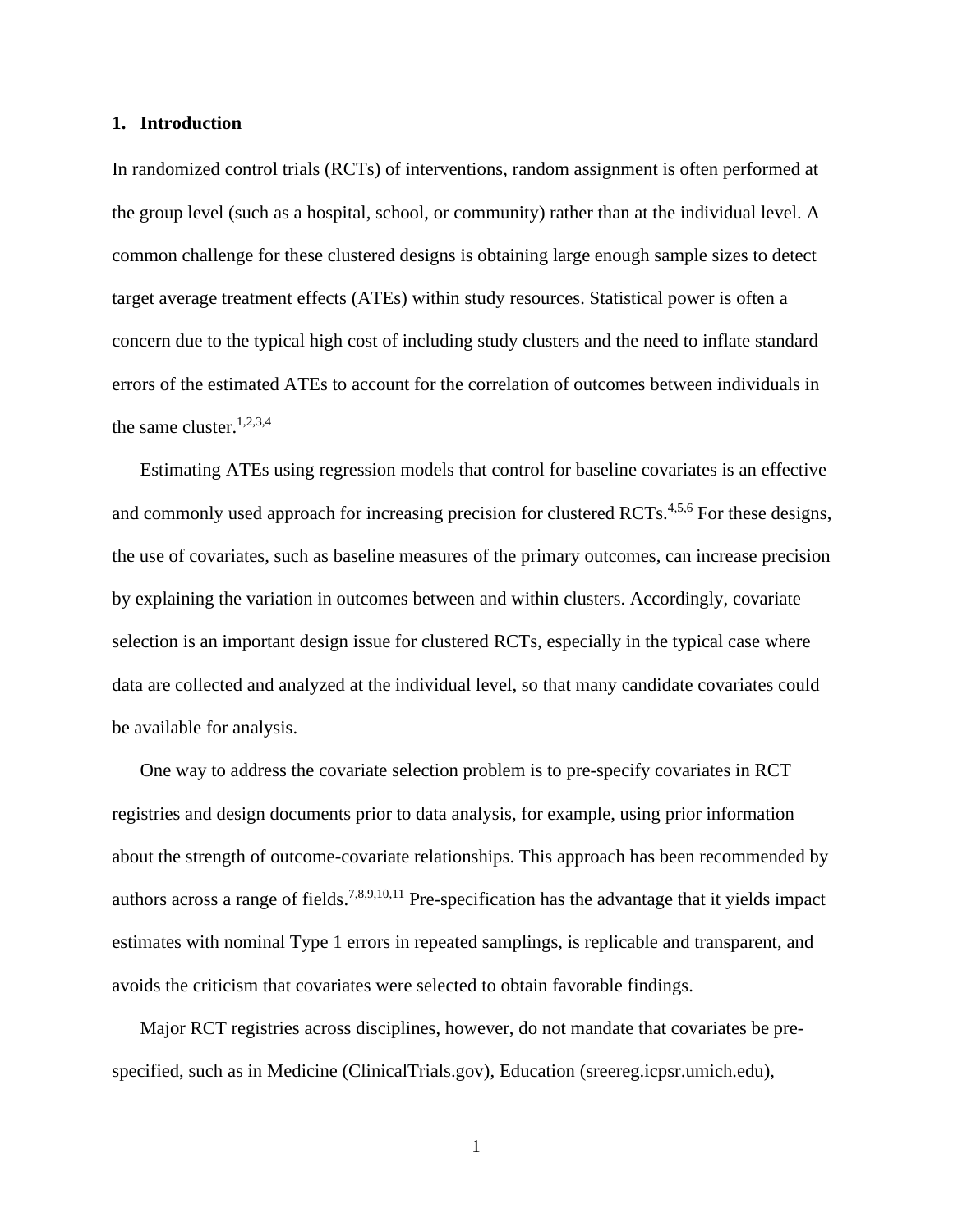## 1. Introduction

In randomized control trials (RCTs) of interventions, random assignment is often performed at the group level (such as a hospital, school, or community) rather than at the individual level. A common challenge for these clustered designs is obtaining large enough sample sizes to detect target average treatment effects (ATEs) within study resources. Statistical power is often a concern due to the typical high cost of including study clusters and the need to inflate standard errors of the estimated ATEs to account for the correlation of outcomes between individuals in the same cluster.[1,2,3,4]

Estimating ATEs using regression models that control for baseline covariates is an effective and commonly used approach for increasing precision for clustered RCTs.[4,5,6] For these designs, the use of covariates, such as baseline measures of the primary outcomes, can increase precision by explaining the variation in outcomes between and within clusters. Accordingly, covariate selection is an important design issue for clustered RCTs, especially in the typical case where data are collected and analyzed at the individual level, so that many candidate covariates could be available for analysis.

One way to address the covariate selection problem is to pre-specify covariates in RCT registries and design documents prior to data analysis, for example, using prior information about the strength of outcome-covariate relationships. This approach has been recommended by authors across a range of fields.[7,8,9,10,11] Pre-specification has the advantage that it yields impact estimates with nominal Type 1 errors in repeated samplings, is replicable and transparent, and avoids the criticism that covariates were selected to obtain favorable findings.

Major RCT registries across disciplines, however, do not mandate that covariates be pre-specified, such as in Medicine (ClinicalTrials.gov), Education (sreereg.icpsr.umich.edu),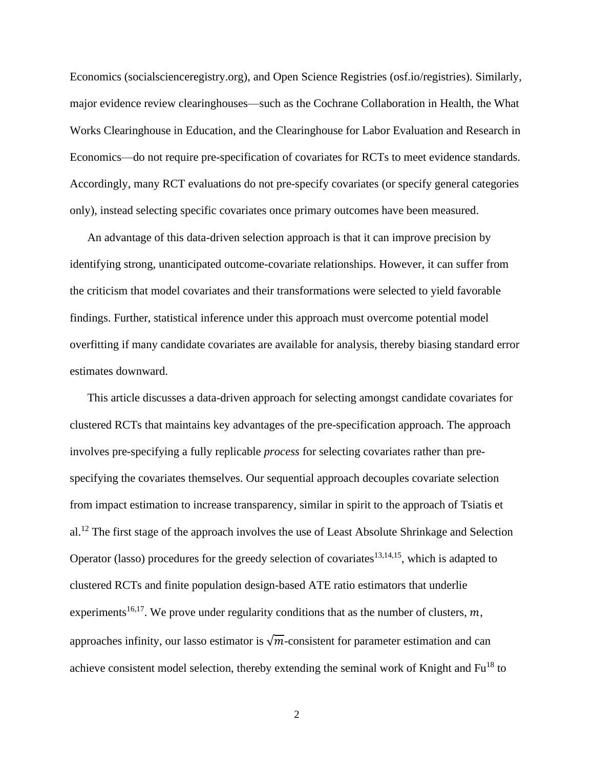Economics (socialscienceregistry.org), and Open Science Registries (osf.io/registries). Similarly, major evidence review clearinghouses—such as the Cochrane Collaboration in Health, the What Works Clearinghouse in Education, and the Clearinghouse for Labor Evaluation and Research in Economics—do not require pre-specification of covariates for RCTs to meet evidence standards. Accordingly, many RCT evaluations do not pre-specify covariates (or specify general categories only), instead selecting specific covariates once primary outcomes have been measured.

An advantage of this data-driven selection approach is that it can improve precision by identifying strong, unanticipated outcome-covariate relationships. However, it can suffer from the criticism that model covariates and their transformations were selected to yield favorable findings. Further, statistical inference under this approach must overcome potential model overfitting if many candidate covariates are available for analysis, thereby biasing standard error estimates downward.

This article discusses a data-driven approach for selecting amongst candidate covariates for clustered RCTs that maintains key advantages of the pre-specification approach. The approach involves pre-specifying a fully replicable *process* for selecting covariates rather than pre-specifying the covariates themselves. Our sequential approach decouples covariate selection from impact estimation to increase transparency, similar in spirit to the approach of Tsiatis et al.[12] The first stage of the approach involves the use of Least Absolute Shrinkage and Selection Operator (lasso) procedures for the greedy selection of covariates[13,14,15], which is adapted to clustered RCTs and finite population design-based ATE ratio estimators that underlie experiments[16,17]. We prove under regularity conditions that as the number of clusters, $m$, approaches infinity, our lasso estimator is $\sqrt{m}$-consistent for parameter estimation and can achieve consistent model selection, thereby extending the seminal work of Knight and Fu[18] to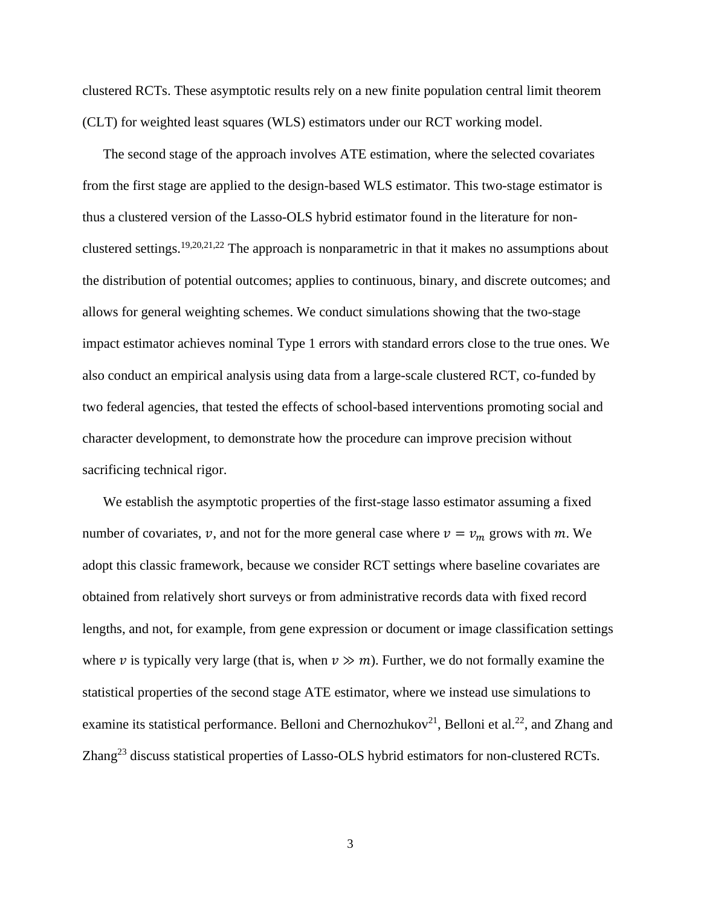clustered RCTs. These asymptotic results rely on a new finite population central limit theorem (CLT) for weighted least squares (WLS) estimators under our RCT working model.

The second stage of the approach involves ATE estimation, where the selected covariates from the first stage are applied to the design-based WLS estimator. This two-stage estimator is thus a clustered version of the Lasso-OLS hybrid estimator found in the literature for non-clustered settings.[19,20,21,22] The approach is nonparametric in that it makes no assumptions about the distribution of potential outcomes; applies to continuous, binary, and discrete outcomes; and allows for general weighting schemes. We conduct simulations showing that the two-stage impact estimator achieves nominal Type 1 errors with standard errors close to the true ones. We also conduct an empirical analysis using data from a large-scale clustered RCT, co-funded by two federal agencies, that tested the effects of school-based interventions promoting social and character development, to demonstrate how the procedure can improve precision without sacrificing technical rigor.

We establish the asymptotic properties of the first-stage lasso estimator assuming a fixed number of covariates, $v$, and not for the more general case where $v = v_m$ grows with $m$. We adopt this classic framework, because we consider RCT settings where baseline covariates are obtained from relatively short surveys or from administrative records data with fixed record lengths, and not, for example, from gene expression or document or image classification settings where $v$ is typically very large (that is, when $v \gg m$). Further, we do not formally examine the statistical properties of the second stage ATE estimator, where we instead use simulations to examine its statistical performance. Belloni and Chernozhukov[21], Belloni et al.[22], and Zhang and Zhang[23] discuss statistical properties of Lasso-OLS hybrid estimators for non-clustered RCTs.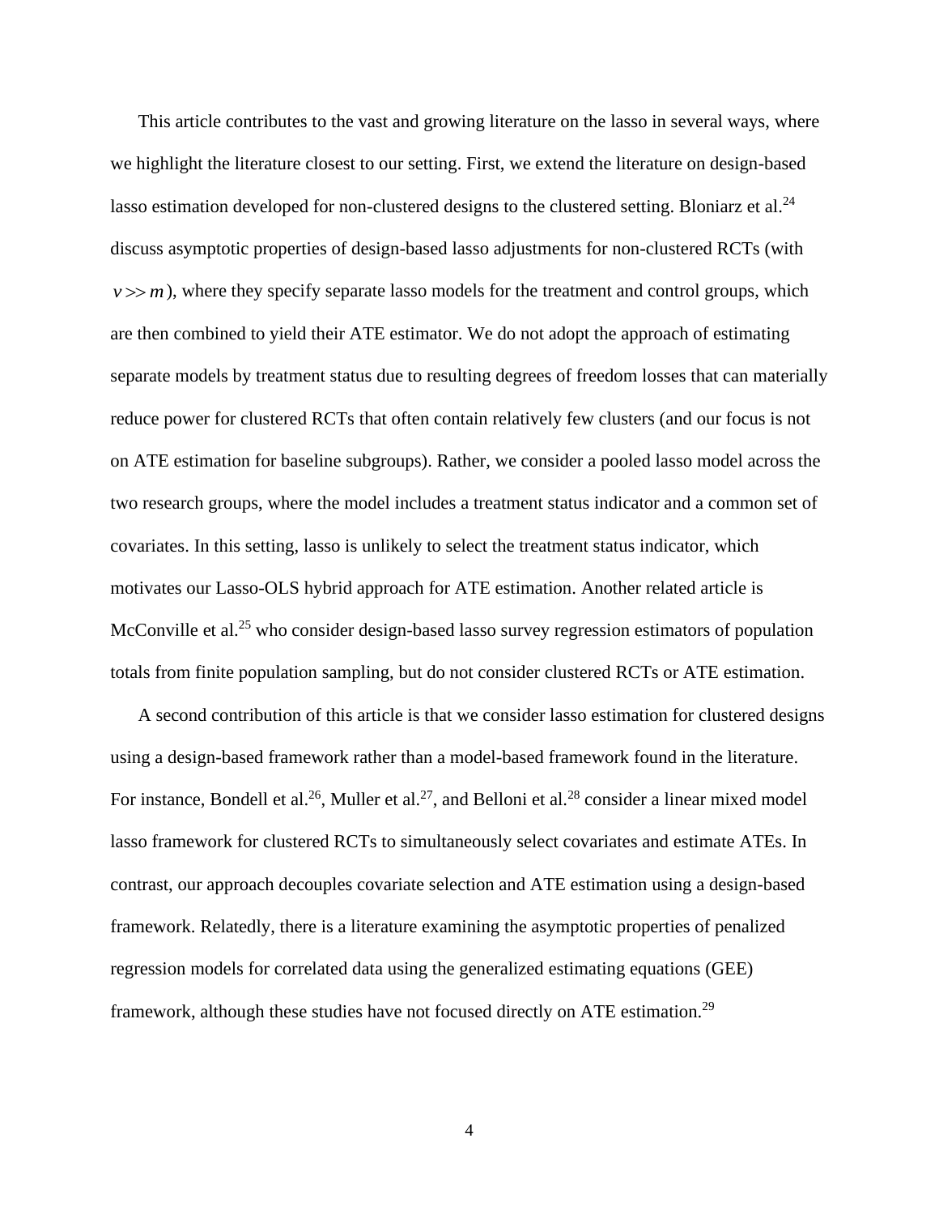This article contributes to the vast and growing literature on the lasso in several ways, where we highlight the literature closest to our setting. First, we extend the literature on design-based lasso estimation developed for non-clustered designs to the clustered setting. Bloniarz et al.[24] discuss asymptotic properties of design-based lasso adjustments for non-clustered RCTs (with $v >> m$), where they specify separate lasso models for the treatment and control groups, which are then combined to yield their ATE estimator. We do not adopt the approach of estimating separate models by treatment status due to resulting degrees of freedom losses that can materially reduce power for clustered RCTs that often contain relatively few clusters (and our focus is not on ATE estimation for baseline subgroups). Rather, we consider a pooled lasso model across the two research groups, where the model includes a treatment status indicator and a common set of covariates. In this setting, lasso is unlikely to select the treatment status indicator, which motivates our Lasso-OLS hybrid approach for ATE estimation. Another related article is McConville et al.[25] who consider design-based lasso survey regression estimators of population totals from finite population sampling, but do not consider clustered RCTs or ATE estimation.

A second contribution of this article is that we consider lasso estimation for clustered designs using a design-based framework rather than a model-based framework found in the literature. For instance, Bondell et al.[26], Muller et al.[27], and Belloni et al.[28] consider a linear mixed model lasso framework for clustered RCTs to simultaneously select covariates and estimate ATEs. In contrast, our approach decouples covariate selection and ATE estimation using a design-based framework. Relatedly, there is a literature examining the asymptotic properties of penalized regression models for correlated data using the generalized estimating equations (GEE) framework, although these studies have not focused directly on ATE estimation.[29]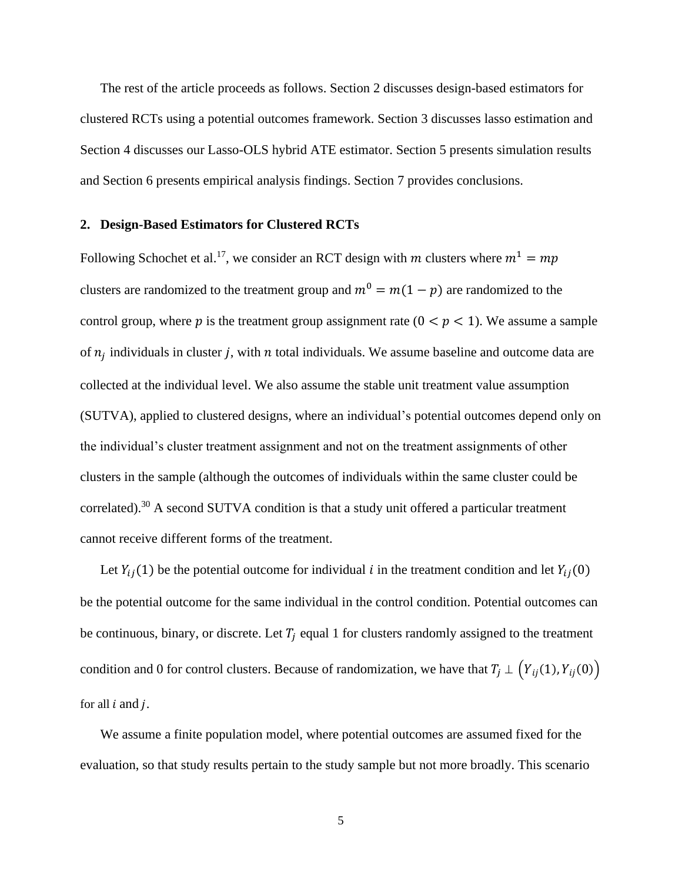The rest of the article proceeds as follows. Section 2 discusses design-based estimators for clustered RCTs using a potential outcomes framework. Section 3 discusses lasso estimation and Section 4 discusses our Lasso-OLS hybrid ATE estimator. Section 5 presents simulation results and Section 6 presents empirical analysis findings. Section 7 provides conclusions.

## 2. Design-Based Estimators for Clustered RCTs

Following Schochet et al.[17], we consider an RCT design with $m$ clusters where $m^1 = mp$ clusters are randomized to the treatment group and $m^0 = m(1-p)$ are randomized to the control group, where $p$ is the treatment group assignment rate ($0 < p < 1$). We assume a sample of $n_j$ individuals in cluster $j$, with $n$ total individuals. We assume baseline and outcome data are collected at the individual level. We also assume the stable unit treatment value assumption (SUTVA), applied to clustered designs, where an individual's potential outcomes depend only on the individual's cluster treatment assignment and not on the treatment assignments of other clusters in the sample (although the outcomes of individuals within the same cluster could be correlated).[30] A second SUTVA condition is that a study unit offered a particular treatment cannot receive different forms of the treatment.

Let $Y_{ij}(1)$ be the potential outcome for individual $i$ in the treatment condition and let $Y_{ij}(0)$ be the potential outcome for the same individual in the control condition. Potential outcomes can be continuous, binary, or discrete. Let $T_j$ equal 1 for clusters randomly assigned to the treatment condition and 0 for control clusters. Because of randomization, we have that $T_j \perp \left(Y_{ij}(1), Y_{ij}(0)\right)$ for all $i$ and $j$.

We assume a finite population model, where potential outcomes are assumed fixed for the evaluation, so that study results pertain to the study sample but not more broadly. This scenario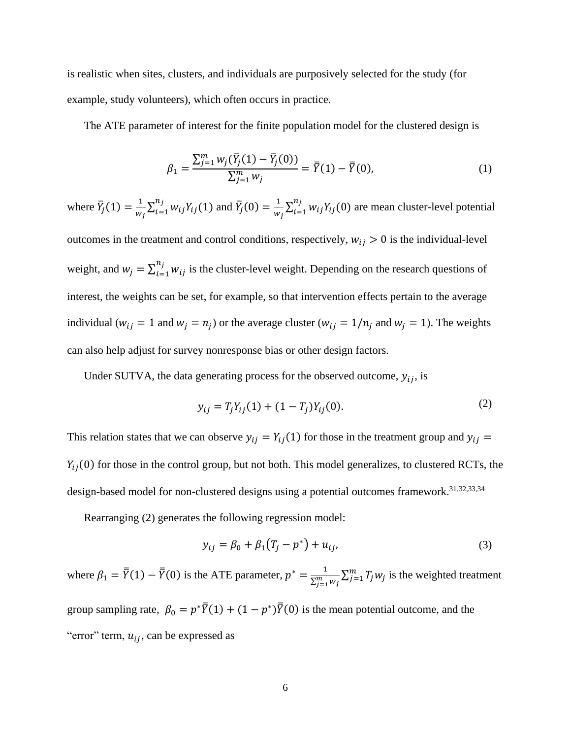is realistic when sites, clusters, and individuals are purposively selected for the study (for example, study volunteers), which often occurs in practice.

The ATE parameter of interest for the finite population model for the clustered design is

$$\beta_1 = \frac{\sum_{j=1}^{m} w_j(\bar{Y}_j(1) - \bar{Y}_j(0))}{\sum_{j=1}^{m} w_j} = \bar{\bar{Y}}(1) - \bar{\bar{Y}}(0), \tag{1}$$

where $\bar{Y}_j(1) = \frac{1}{w_j}\sum_{i=1}^{n_j} w_{ij}Y_{ij}(1)$ and $\bar{Y}_j(0) = \frac{1}{w_j}\sum_{i=1}^{n_j} w_{ij}Y_{ij}(0)$ are mean cluster-level potential outcomes in the treatment and control conditions, respectively, $w_{ij} > 0$ is the individual-level weight, and $w_j = \sum_{i=1}^{n_j} w_{ij}$ is the cluster-level weight. Depending on the research questions of interest, the weights can be set, for example, so that intervention effects pertain to the average individual ($w_{ij} = 1$ and $w_j = n_j$) or the average cluster ($w_{ij} = 1/n_j$ and $w_j = 1$). The weights can also help adjust for survey nonresponse bias or other design factors.

Under SUTVA, the data generating process for the observed outcome, $y_{ij}$, is

$$y_{ij} = T_j Y_{ij}(1) + (1 - T_j)Y_{ij}(0). \tag{2}$$

This relation states that we can observe $y_{ij} = Y_{ij}(1)$ for those in the treatment group and $y_{ij} = Y_{ij}(0)$ for those in the control group, but not both. This model generalizes, to clustered RCTs, the design-based model for non-clustered designs using a potential outcomes framework.[31,32,33,34]

Rearranging (2) generates the following regression model:

$$y_{ij} = \beta_0 + \beta_1(T_j - p^*) + u_{ij}, \tag{3}$$

where $\beta_1 = \bar{\bar{Y}}(1) - \bar{\bar{Y}}(0)$ is the ATE parameter, $p^* = \frac{1}{\sum_{j=1}^{m} w_j}\sum_{j=1}^{m} T_j w_j$ is the weighted treatment group sampling rate, $\beta_0 = p^*\bar{\bar{Y}}(1) + (1 - p^*)\bar{\bar{Y}}(0)$ is the mean potential outcome, and the "error" term, $u_{ij}$, can be expressed as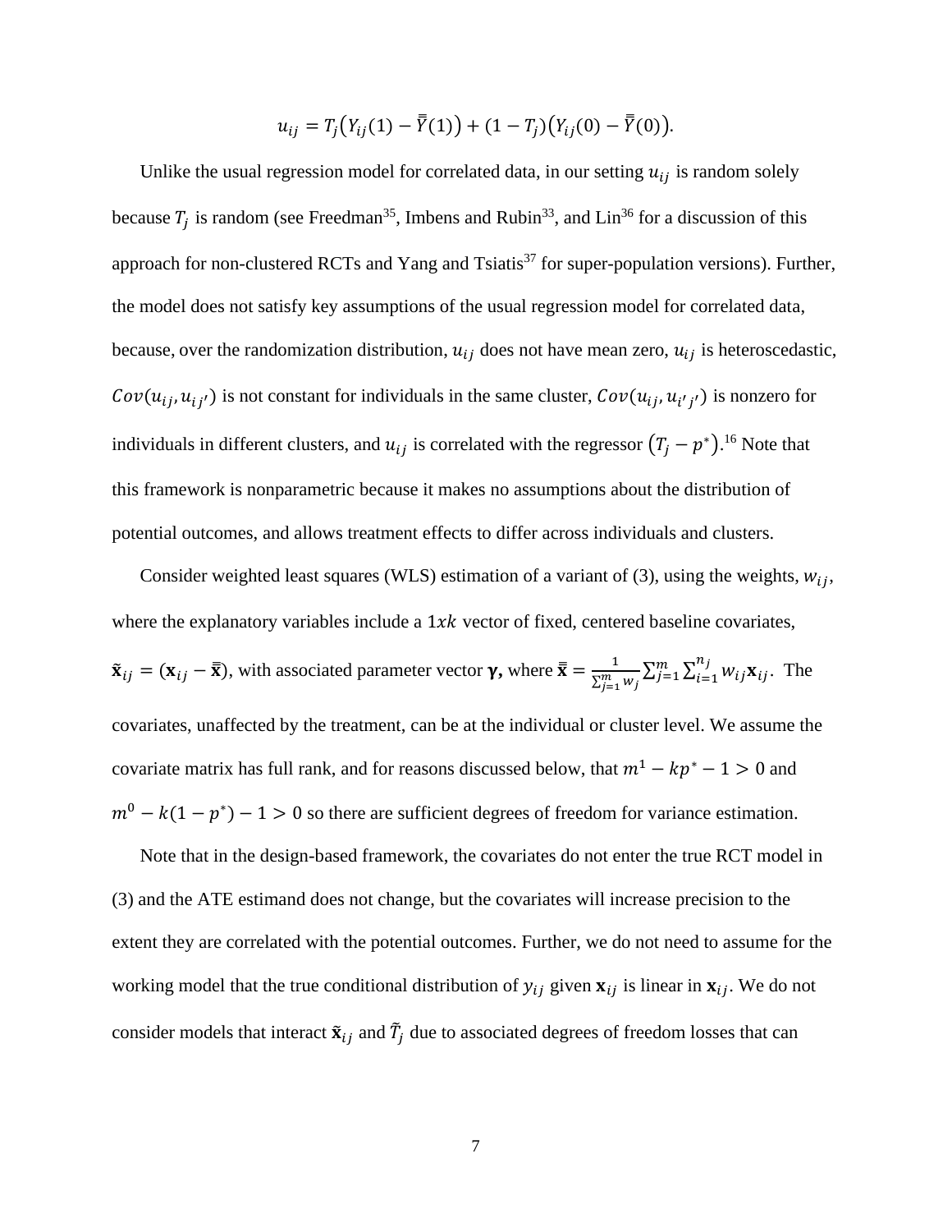$$u_{ij} = T_j\big(Y_{ij}(1) - \bar{\bar{Y}}(1)\big) + (1 - T_j)\big(Y_{ij}(0) - \bar{\bar{Y}}(0)\big).$$

Unlike the usual regression model for correlated data, in our setting $u_{ij}$ is random solely because $T_j$ is random (see Freedman[35], Imbens and Rubin[33], and Lin[36] for a discussion of this approach for non-clustered RCTs and Yang and Tsiatis[37] for super-population versions). Further, the model does not satisfy key assumptions of the usual regression model for correlated data, because, over the randomization distribution, $u_{ij}$ does not have mean zero, $u_{ij}$ is heteroscedastic, $Cov(u_{ij}, u_{ij'})$ is not constant for individuals in the same cluster, $Cov(u_{ij}, u_{i'j'})$ is nonzero for individuals in different clusters, and $u_{ij}$ is correlated with the regressor $(T_j - p^*)$.[16] Note that this framework is nonparametric because it makes no assumptions about the distribution of potential outcomes, and allows treatment effects to differ across individuals and clusters.

Consider weighted least squares (WLS) estimation of a variant of (3), using the weights, $w_{ij}$, where the explanatory variables include a $1xk$ vector of fixed, centered baseline covariates, $\tilde{\mathbf{x}}_{ij} = (\mathbf{x}_{ij} - \bar{\bar{\mathbf{x}}})$, with associated parameter vector $\boldsymbol{\gamma}$, where $\bar{\bar{\mathbf{x}}} = \frac{1}{\sum_{j=1}^{m} w_j}\sum_{j=1}^{m}\sum_{i=1}^{n_j} w_{ij}\mathbf{x}_{ij}$. The covariates, unaffected by the treatment, can be at the individual or cluster level. We assume the covariate matrix has full rank, and for reasons discussed below, that $m^1 - kp^* - 1 > 0$ and $m^0 - k(1 - p^*) - 1 > 0$ so there are sufficient degrees of freedom for variance estimation.

Note that in the design-based framework, the covariates do not enter the true RCT model in (3) and the ATE estimand does not change, but the covariates will increase precision to the extent they are correlated with the potential outcomes. Further, we do not need to assume for the working model that the true conditional distribution of $y_{ij}$ given $\mathbf{x}_{ij}$ is linear in $\mathbf{x}_{ij}$. We do not consider models that interact $\tilde{\mathbf{x}}_{ij}$ and $\tilde{T}_j$ due to associated degrees of freedom losses that can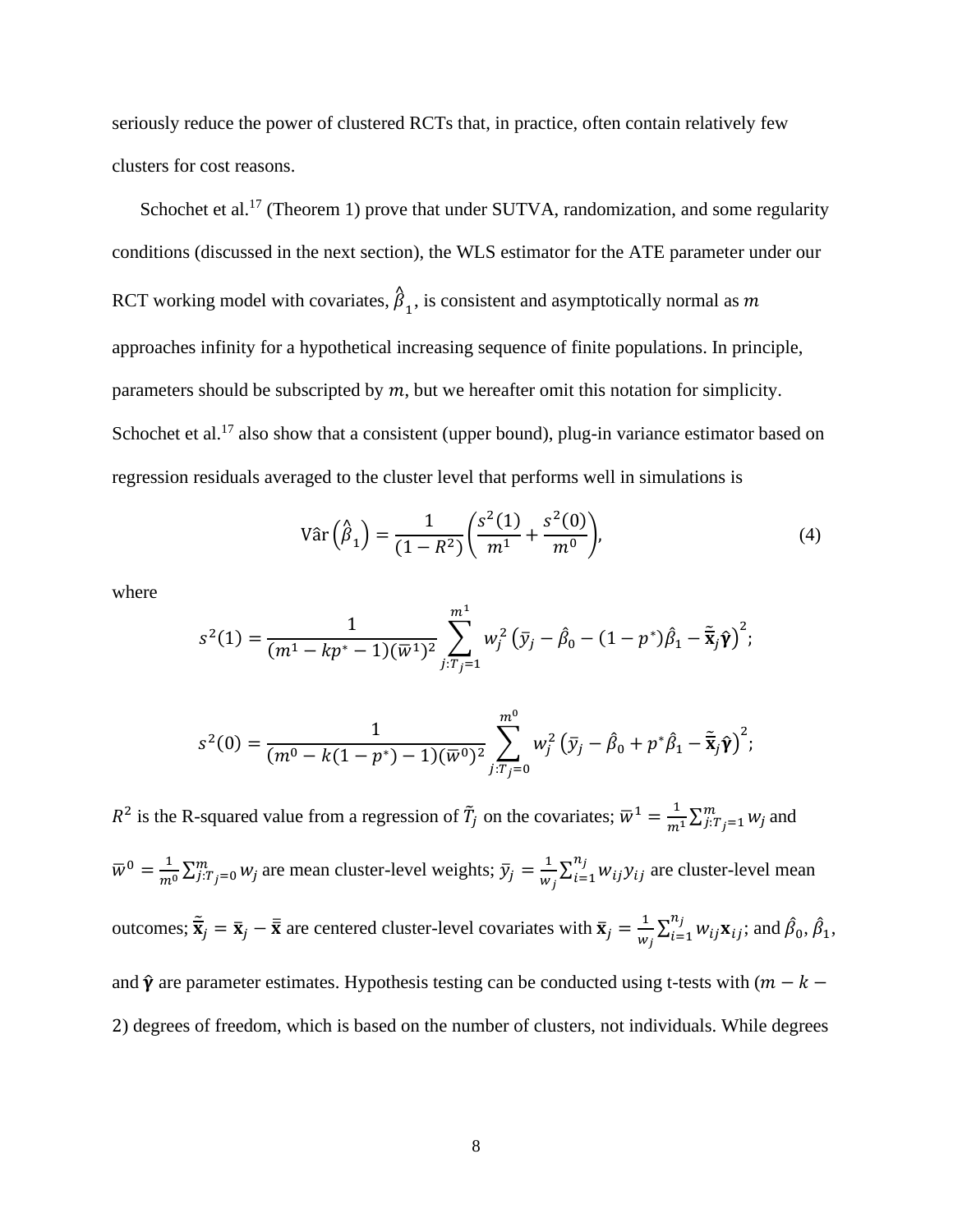seriously reduce the power of clustered RCTs that, in practice, often contain relatively few clusters for cost reasons.

Schochet et al.[17] (Theorem 1) prove that under SUTVA, randomization, and some regularity conditions (discussed in the next section), the WLS estimator for the ATE parameter under our RCT working model with covariates, $\hat{\beta}_1$, is consistent and asymptotically normal as $m$ approaches infinity for a hypothetical increasing sequence of finite populations. In principle, parameters should be subscripted by $m$, but we hereafter omit this notation for simplicity. Schochet et al.[17] also show that a consistent (upper bound), plug-in variance estimator based on regression residuals averaged to the cluster level that performs well in simulations is

$$\widehat{\text{Var}}\left(\hat{\beta}_1\right) = \frac{1}{(1-R^2)}\left(\frac{s^2(1)}{m^1} + \frac{s^2(0)}{m^0}\right), \tag{4}$$

where

$$s^2(1) = \frac{1}{(m^1 - kp^* - 1)(\bar{w}^1)^2}\sum_{j:T_j=1}^{m^1} w_j^2\left(\bar{y}_j - \hat{\beta}_0 - (1-p^*)\hat{\beta}_1 - \tilde{\bar{\mathbf{x}}}_j\hat{\boldsymbol{\gamma}}\right)^2;$$

$$s^2(0) = \frac{1}{(m^0 - k(1-p^*) - 1)(\bar{w}^0)^2}\sum_{j:T_j=0}^{m^0} w_j^2\left(\bar{y}_j - \hat{\beta}_0 + p^*\hat{\beta}_1 - \tilde{\bar{\mathbf{x}}}_j\hat{\boldsymbol{\gamma}}\right)^2;$$

$R^2$ is the R-squared value from a regression of $\tilde{T}_j$ on the covariates; $\bar{w}^1 = \frac{1}{m^1}\sum_{j:T_j=1}^{m} w_j$ and $\bar{w}^0 = \frac{1}{m^0}\sum_{j:T_j=0}^{m} w_j$ are mean cluster-level weights; $\bar{y}_j = \frac{1}{w_j}\sum_{i=1}^{n_j} w_{ij}y_{ij}$ are cluster-level mean outcomes; $\tilde{\bar{\mathbf{x}}}_j = \bar{\mathbf{x}}_j - \bar{\bar{\mathbf{x}}}$ are centered cluster-level covariates with $\bar{\mathbf{x}}_j = \frac{1}{w_j}\sum_{i=1}^{n_j} w_{ij}\mathbf{x}_{ij}$; and $\hat{\beta}_0$, $\hat{\beta}_1$, and $\hat{\boldsymbol{\gamma}}$ are parameter estimates. Hypothesis testing can be conducted using t-tests with $(m - k - 2)$ degrees of freedom, which is based on the number of clusters, not individuals. While degrees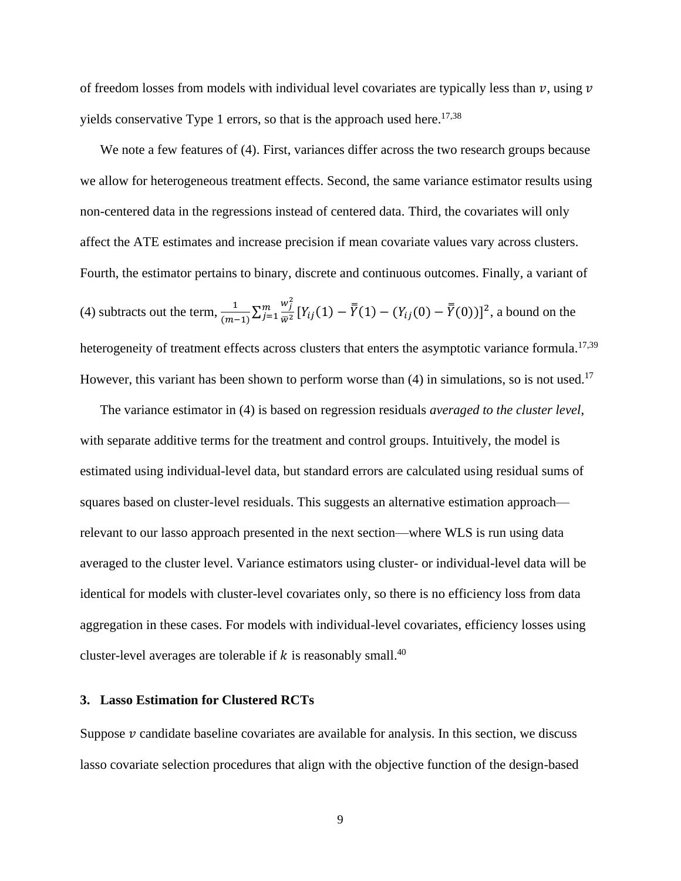of freedom losses from models with individual level covariates are typically less than $v$, using $v$ yields conservative Type 1 errors, so that is the approach used here.[17,38]

We note a few features of (4). First, variances differ across the two research groups because we allow for heterogeneous treatment effects. Second, the same variance estimator results using non-centered data in the regressions instead of centered data. Third, the covariates will only affect the ATE estimates and increase precision if mean covariate values vary across clusters. Fourth, the estimator pertains to binary, discrete and continuous outcomes. Finally, a variant of (4) subtracts out the term, $\frac{1}{(m-1)}\sum_{j=1}^{m}\frac{w_j^2}{\bar{w}^2}[Y_{ij}(1)-\bar{\bar{Y}}(1)-(Y_{ij}(0)-\bar{\bar{Y}}(0))]^2$, a bound on the heterogeneity of treatment effects across clusters that enters the asymptotic variance formula.[17,39] However, this variant has been shown to perform worse than (4) in simulations, so is not used.[17]

The variance estimator in (4) is based on regression residuals *averaged to the cluster level*, with separate additive terms for the treatment and control groups. Intuitively, the model is estimated using individual-level data, but standard errors are calculated using residual sums of squares based on cluster-level residuals. This suggests an alternative estimation approach—relevant to our lasso approach presented in the next section—where WLS is run using data averaged to the cluster level. Variance estimators using cluster- or individual-level data will be identical for models with cluster-level covariates only, so there is no efficiency loss from data aggregation in these cases. For models with individual-level covariates, efficiency losses using cluster-level averages are tolerable if $k$ is reasonably small.[40]

## 3. Lasso Estimation for Clustered RCTs

Suppose $v$ candidate baseline covariates are available for analysis. In this section, we discuss lasso covariate selection procedures that align with the objective function of the design-based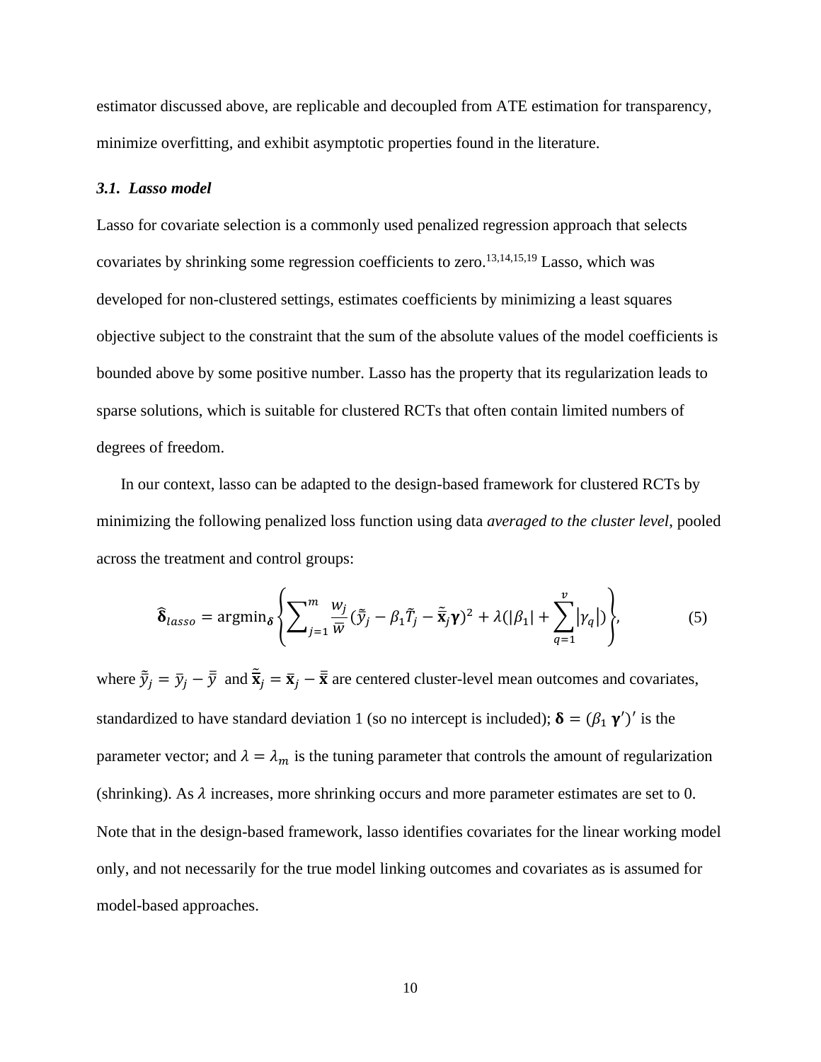estimator discussed above, are replicable and decoupled from ATE estimation for transparency, minimize overfitting, and exhibit asymptotic properties found in the literature.

### *3.1. Lasso model*

Lasso for covariate selection is a commonly used penalized regression approach that selects covariates by shrinking some regression coefficients to zero.[13,14,15,19] Lasso, which was developed for non-clustered settings, estimates coefficients by minimizing a least squares objective subject to the constraint that the sum of the absolute values of the model coefficients is bounded above by some positive number. Lasso has the property that its regularization leads to sparse solutions, which is suitable for clustered RCTs that often contain limited numbers of degrees of freedom.

In our context, lasso can be adapted to the design-based framework for clustered RCTs by minimizing the following penalized loss function using data *averaged to the cluster level*, pooled across the treatment and control groups:

$$\widehat{\boldsymbol{\delta}}_{lasso} = \text{argmin}_{\boldsymbol{\delta}} \left\{ \sum_{j=1}^{m} \frac{w_j}{\bar{w}} (\tilde{\bar{y}}_j - \beta_1 \tilde{T}_j - \tilde{\bar{\mathbf{x}}}_j \boldsymbol{\gamma})^2 + \lambda (|\beta_1| + \sum_{q=1}^{v} |\gamma_q|) \right\}, \tag{5}$$

where $\tilde{\bar{y}}_j = \bar{y}_j - \bar{\bar{y}}$ and $\tilde{\bar{\mathbf{x}}}_j = \bar{\mathbf{x}}_j - \bar{\bar{\mathbf{x}}}$ are centered cluster-level mean outcomes and covariates, standardized to have standard deviation 1 (so no intercept is included); $\boldsymbol{\delta} = (\beta_1 \ \boldsymbol{\gamma}')'$ is the parameter vector; and $\lambda = \lambda_m$ is the tuning parameter that controls the amount of regularization (shrinking). As $\lambda$ increases, more shrinking occurs and more parameter estimates are set to 0. Note that in the design-based framework, lasso identifies covariates for the linear working model only, and not necessarily for the true model linking outcomes and covariates as is assumed for model-based approaches.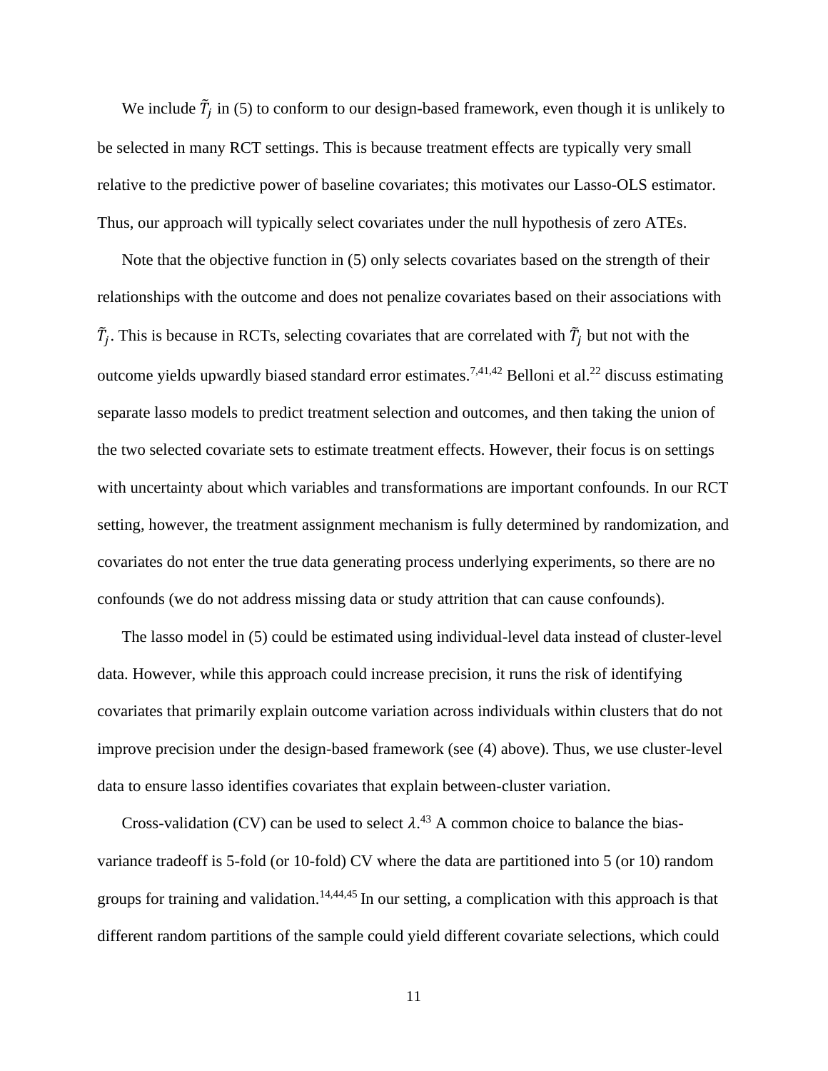We include $\tilde{T}_j$ in (5) to conform to our design-based framework, even though it is unlikely to be selected in many RCT settings. This is because treatment effects are typically very small relative to the predictive power of baseline covariates; this motivates our Lasso-OLS estimator. Thus, our approach will typically select covariates under the null hypothesis of zero ATEs.

Note that the objective function in (5) only selects covariates based on the strength of their relationships with the outcome and does not penalize covariates based on their associations with $\tilde{T}_j$. This is because in RCTs, selecting covariates that are correlated with $\tilde{T}_j$ but not with the outcome yields upwardly biased standard error estimates.[7,41,42] Belloni et al.[22] discuss estimating separate lasso models to predict treatment selection and outcomes, and then taking the union of the two selected covariate sets to estimate treatment effects. However, their focus is on settings with uncertainty about which variables and transformations are important confounds. In our RCT setting, however, the treatment assignment mechanism is fully determined by randomization, and covariates do not enter the true data generating process underlying experiments, so there are no confounds (we do not address missing data or study attrition that can cause confounds).

The lasso model in (5) could be estimated using individual-level data instead of cluster-level data. However, while this approach could increase precision, it runs the risk of identifying covariates that primarily explain outcome variation across individuals within clusters that do not improve precision under the design-based framework (see (4) above). Thus, we use cluster-level data to ensure lasso identifies covariates that explain between-cluster variation.

Cross-validation (CV) can be used to select $\lambda$.[43] A common choice to balance the bias-variance tradeoff is 5-fold (or 10-fold) CV where the data are partitioned into 5 (or 10) random groups for training and validation.[14,44,45] In our setting, a complication with this approach is that different random partitions of the sample could yield different covariate selections, which could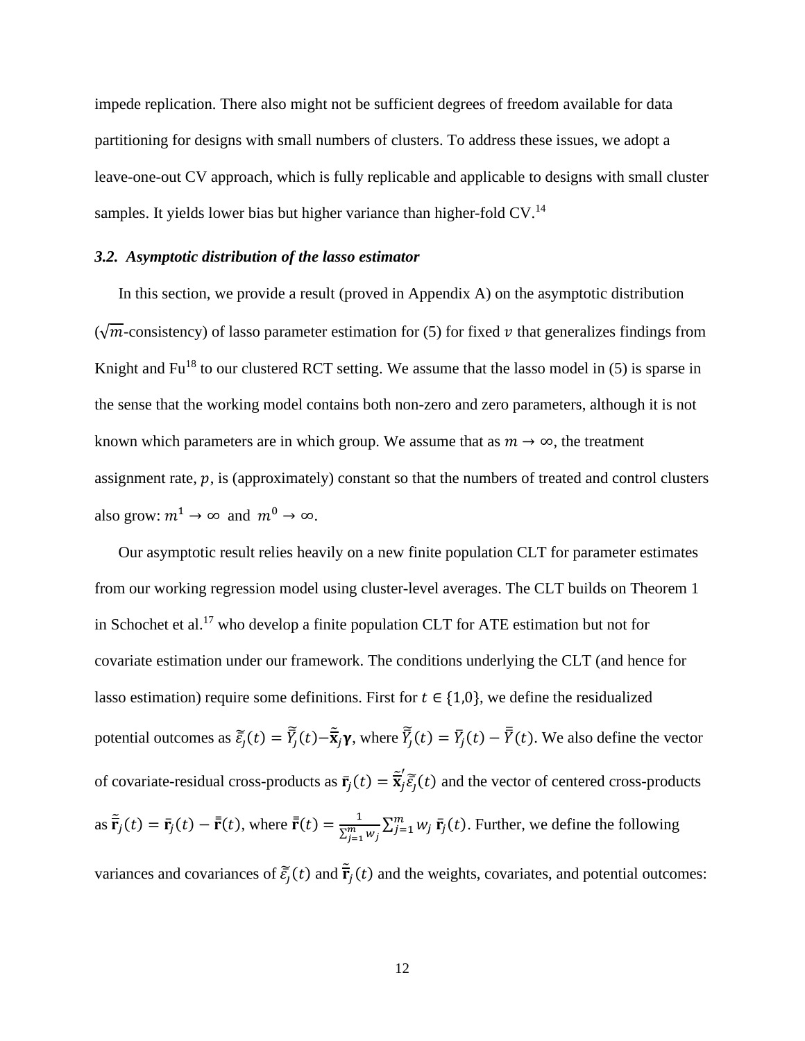impede replication. There also might not be sufficient degrees of freedom available for data partitioning for designs with small numbers of clusters. To address these issues, we adopt a leave-one-out CV approach, which is fully replicable and applicable to designs with small cluster samples. It yields lower bias but higher variance than higher-fold CV.[14]

### *3.2. Asymptotic distribution of the lasso estimator*

In this section, we provide a result (proved in Appendix A) on the asymptotic distribution ($\sqrt{m}$-consistency) of lasso parameter estimation for (5) for fixed $v$ that generalizes findings from Knight and Fu[18] to our clustered RCT setting. We assume that the lasso model in (5) is sparse in the sense that the working model contains both non-zero and zero parameters, although it is not known which parameters are in which group. We assume that as $m \rightarrow \infty$, the treatment assignment rate, $p$, is (approximately) constant so that the numbers of treated and control clusters also grow: $m^1 \rightarrow \infty$ and $m^0 \rightarrow \infty$.

Our asymptotic result relies heavily on a new finite population CLT for parameter estimates from our working regression model using cluster-level averages. The CLT builds on Theorem 1 in Schochet et al.[17] who develop a finite population CLT for ATE estimation but not for covariate estimation under our framework. The conditions underlying the CLT (and hence for lasso estimation) require some definitions. First for $t \in \{1,0\}$, we define the residualized potential outcomes as $\tilde{\bar{\varepsilon}}_j(t) = \tilde{\bar{Y}}_j(t) - \tilde{\bar{\mathbf{x}}}_j\boldsymbol{\gamma}$, where $\tilde{\bar{Y}}_j(t) = \bar{Y}_j(t) - \bar{\bar{Y}}(t)$. We also define the vector of covariate-residual cross-products as $\bar{\mathbf{r}}_j(t) = \tilde{\bar{\mathbf{x}}}_j'\tilde{\bar{\varepsilon}}_j(t)$ and the vector of centered cross-products as $\tilde{\bar{\mathbf{r}}}_j(t) = \bar{\mathbf{r}}_j(t) - \bar{\bar{\mathbf{r}}}(t)$, where $\bar{\bar{\mathbf{r}}}(t) = \frac{1}{\sum_{j=1}^{m} w_j}\sum_{j=1}^{m} w_j\,\bar{\mathbf{r}}_j(t)$. Further, we define the following variances and covariances of $\tilde{\bar{\varepsilon}}_j(t)$ and $\tilde{\bar{\mathbf{r}}}_j(t)$ and the weights, covariates, and potential outcomes: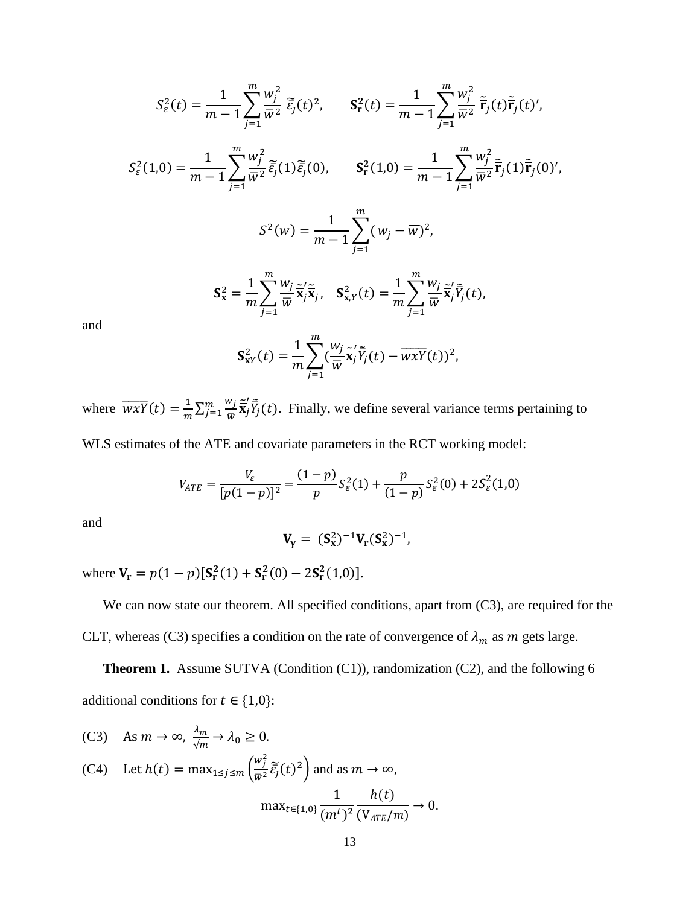$$S_{\varepsilon}^2(t) = \frac{1}{m-1}\sum_{j=1}^{m} \frac{w_j^2}{\overline{w}^2}\ \tilde{\tilde{\varepsilon}}_j(t)^2, \qquad \mathbf{S}_{\mathbf{r}}^{\mathbf{2}}(t) = \frac{1}{m-1}\sum_{j=1}^{m} \frac{w_j^2}{\overline{w}^2}\ \tilde{\tilde{\mathbf{r}}}_j(t)\tilde{\tilde{\mathbf{r}}}_j(t)',$$

$$S_{\varepsilon}^2(1,0) = \frac{1}{m-1}\sum_{j=1}^{m} \frac{w_j^2}{\overline{w}^2} \tilde{\tilde{\varepsilon}}_j(1)\tilde{\tilde{\varepsilon}}_j(0), \qquad \mathbf{S}_{\mathbf{r}}^{\mathbf{2}}(1,0) = \frac{1}{m-1}\sum_{j=1}^{m} \frac{w_j^2}{\overline{w}^2} \tilde{\tilde{\mathbf{r}}}_j(1)\tilde{\tilde{\mathbf{r}}}_j(0)',$$

$$S^2(w) = \frac{1}{m-1}\sum_{j=1}^{m} (w_j - \overline{w})^2,$$

$$\mathbf{S}_{\mathbf{x}}^2 = \frac{1}{m}\sum_{j=1}^{m} \frac{w_j}{\overline{w}} \tilde{\tilde{\mathbf{x}}}_j'\tilde{\tilde{\mathbf{x}}}_j, \quad \mathbf{S}_{\mathbf{x},Y}^2(t) = \frac{1}{m}\sum_{j=1}^{m} \frac{w_j}{\overline{w}} \tilde{\tilde{\mathbf{x}}}_j'\tilde{\tilde{Y}}_j(t),$$

and

$$\mathbf{S}_{\mathbf{x}Y}^2(t) = \frac{1}{m}\sum_{j=1}^{m} (\frac{w_j}{\overline{w}} \tilde{\tilde{\mathbf{x}}}_j'\tilde{\tilde{Y}}_j(t) - \overline{wxY}(t))^2,$$

where $\overline{wxY}(t) = \frac{1}{m}\sum_{j=1}^{m} \frac{w_j}{\overline{w}} \tilde{\tilde{\mathbf{x}}}_j'\tilde{\tilde{Y}}_j(t)$. Finally, we define several variance terms pertaining to WLS estimates of the ATE and covariate parameters in the RCT working model:

$$V_{ATE} = \frac{V_{\varepsilon}}{[p(1-p)]^2} = \frac{(1-p)}{p} S_{\varepsilon}^2(1) + \frac{p}{(1-p)} S_{\varepsilon}^2(0) + 2S_{\varepsilon}^2(1,0)$$

and

$$\mathbf{V}_{\boldsymbol{\gamma}} = (\mathbf{S}_{\mathbf{x}}^2)^{-1}\mathbf{V}_{\mathbf{r}}(\mathbf{S}_{\mathbf{x}}^2)^{-1},$$

where $\mathbf{V}_{\mathbf{r}} = p(1-p)[\mathbf{S}_{\mathbf{r}}^{\mathbf{2}}(1) + \mathbf{S}_{\mathbf{r}}^{\mathbf{2}}(0) - 2\mathbf{S}_{\mathbf{r}}^{\mathbf{2}}(1,0)]$.

We can now state our theorem. All specified conditions, apart from (C3), are required for the CLT, whereas (C3) specifies a condition on the rate of convergence of $\lambda_m$ as $m$ gets large.

**Theorem 1.** Assume SUTVA (Condition (C1)), randomization (C2), and the following 6 additional conditions for $t \in \{1,0\}$:

(C3) As $m \to \infty$, $\frac{\lambda_m}{\sqrt{m}} \to \lambda_0 \geq 0$.

(C4) Let $h(t) = \max_{1 \leq j \leq m} \left(\frac{w_j^2}{\overline{w}^2} \tilde{\tilde{\varepsilon}}_j(t)^2\right)$ and as $m \to \infty$,

$$\max_{t \in \{1,0\}} \frac{1}{(m^t)^2} \frac{h(t)}{(V_{ATE}/m)} \to 0.$$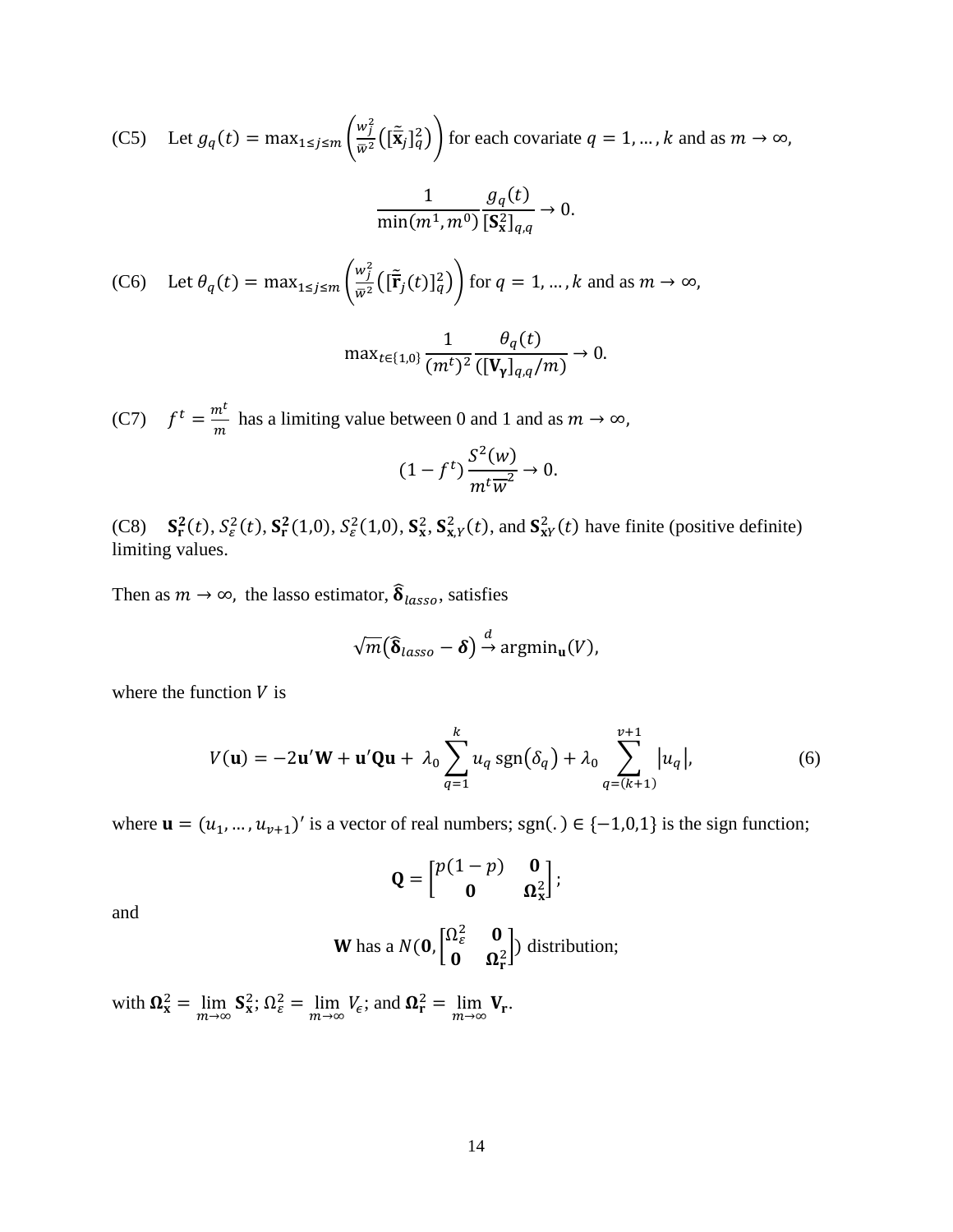(C5) Let $g_q(t) = \max_{1 \le j \le m} \left( \frac{w_j^2}{\bar{w}^2} \left( [\tilde{\tilde{\mathbf{x}}}_j]_q^2 \right) \right)$ for each covariate $q = 1, \dots, k$ and as $m \to \infty$,

$$\frac{1}{\min(m^1, m^0)} \frac{g_q(t)}{[\mathbf{S}_\mathbf{x}^2]_{q,q}} \to 0.$$

(C6) Let $\theta_q(t) = \max_{1 \le j \le m} \left( \frac{w_j^2}{\bar{w}^2} \left( [\tilde{\tilde{\mathbf{r}}}_j(t)]_q^2 \right) \right)$ for $q = 1, \dots, k$ and as $m \to \infty$,

$$\max_{t \in \{1,0\}} \frac{1}{(m^t)^2} \frac{\theta_q(t)}{([\mathbf{V}_\gamma]_{q,q}/m)} \to 0.$$

(C7) $f^t = \frac{m^t}{m}$ has a limiting value between 0 and 1 and as $m \to \infty$,

$$(1 - f^t) \frac{S^2(w)}{m^t \overline{w}^2} \to 0.$$

(C8) $\mathbf{S_r^2}(t)$, $S_\varepsilon^2(t)$, $\mathbf{S_r^2}(1,0)$, $S_\varepsilon^2(1,0)$, $\mathbf{S}_\mathbf{x}^2$, $\mathbf{S}_{\mathbf{x},Y}^2(t)$, and $\mathbf{S}_{\mathbf{x}Y}^2(t)$ have finite (positive definite) limiting values.

Then as $m \to \infty$, the lasso estimator, $\hat{\boldsymbol{\delta}}_{lasso}$, satisfies

$$\sqrt{m}\left(\hat{\boldsymbol{\delta}}_{lasso} - \boldsymbol{\delta}\right) \xrightarrow{d} \text{argmin}_{\mathbf{u}}(V),$$

where the function $V$ is

$$V(\mathbf{u}) = -2\mathbf{u}'\mathbf{W} + \mathbf{u}'\mathbf{Q}\mathbf{u} + \lambda_0 \sum_{q=1}^{k} u_q \,\text{sgn}(\delta_q) + \lambda_0 \sum_{q=(k+1)}^{v+1} |u_q|, \tag{6}$$

where $\mathbf{u} = (u_1, \dots, u_{v+1})'$ is a vector of real numbers; $\text{sgn}(.) \in \{-1,0,1\}$ is the sign function;

$$\mathbf{Q} = \begin{bmatrix} p(1-p) & \mathbf{0} \\ \mathbf{0} & \boldsymbol{\Omega}_\mathbf{x}^2 \end{bmatrix};$$

and

$$\mathbf{W} \text{ has a } N(\mathbf{0}, \begin{bmatrix} \Omega_\varepsilon^2 & \mathbf{0} \\ \mathbf{0} & \boldsymbol{\Omega}_\mathbf{r}^2 \end{bmatrix}) \text{ distribution;}$$

with $\boldsymbol{\Omega}_\mathbf{x}^2 = \lim_{m \to \infty} \mathbf{S}_\mathbf{x}^2$; $\Omega_\varepsilon^2 = \lim_{m \to \infty} V_\epsilon$; and $\boldsymbol{\Omega}_\mathbf{r}^2 = \lim_{m \to \infty} \mathbf{V}_\mathbf{r}$.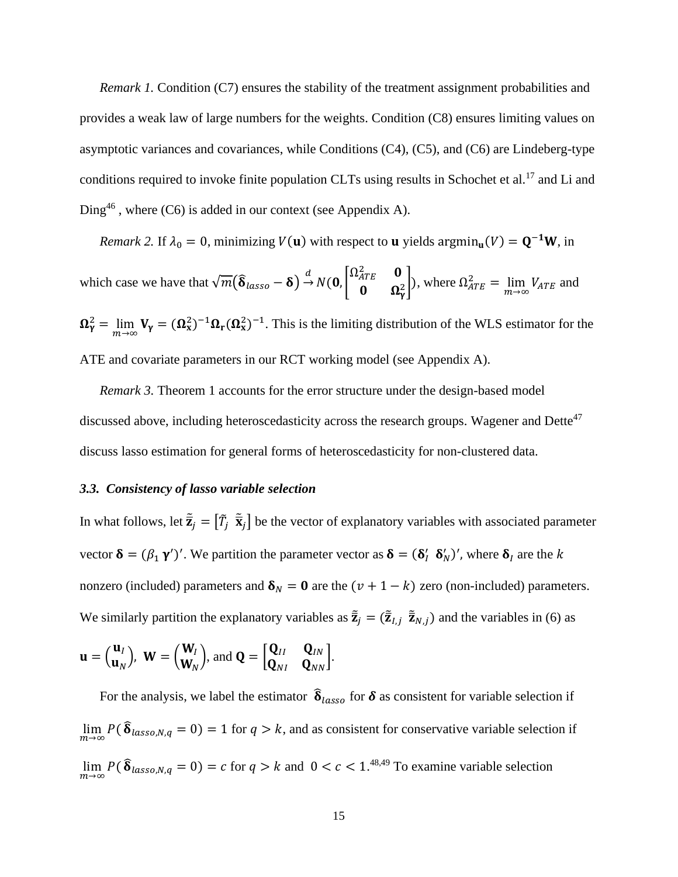*Remark 1.* Condition (C7) ensures the stability of the treatment assignment probabilities and provides a weak law of large numbers for the weights. Condition (C8) ensures limiting values on asymptotic variances and covariances, while Conditions (C4), (C5), and (C6) are Lindeberg-type conditions required to invoke finite population CLTs using results in Schochet et al.[17] and Li and Ding[46] , where (C6) is added in our context (see Appendix A).

*Remark 2.* If $\lambda_0 = 0$, minimizing $V(\mathbf{u})$ with respect to $\mathbf{u}$ yields $\text{argmin}_{\mathbf{u}}(V) = \mathbf{Q^{-1}W}$, in which case we have that $\sqrt{m}(\hat{\boldsymbol{\delta}}_{lasso} - \boldsymbol{\delta}) \xrightarrow{d} N(\mathbf{0}, \begin{bmatrix} \Omega^2_{ATE} & \mathbf{0} \\ \mathbf{0} & \boldsymbol{\Omega}^2_{\boldsymbol{\gamma}} \end{bmatrix})$, where $\Omega^2_{ATE} = \lim_{m\to\infty} V_{ATE}$ and $\boldsymbol{\Omega}^2_{\boldsymbol{\gamma}} = \lim_{m\to\infty} \mathbf{V}_{\boldsymbol{\gamma}} = (\boldsymbol{\Omega}^2_{\mathbf{x}})^{-1}\boldsymbol{\Omega}_{\mathbf{r}}(\boldsymbol{\Omega}^2_{\mathbf{x}})^{-1}$. This is the limiting distribution of the WLS estimator for the ATE and covariate parameters in our RCT working model (see Appendix A).

*Remark 3.* Theorem 1 accounts for the error structure under the design-based model discussed above, including heteroscedasticity across the research groups. Wagener and Dette[47] discuss lasso estimation for general forms of heteroscedasticity for non-clustered data.

### *3.3. Consistency of lasso variable selection*

In what follows, let $\tilde{\tilde{\mathbf{z}}}_j = [\tilde{T}_j \;\; \tilde{\tilde{\mathbf{x}}}_j]$ be the vector of explanatory variables with associated parameter vector $\boldsymbol{\delta} = (\beta_1 \, \boldsymbol{\gamma}')'$. We partition the parameter vector as $\boldsymbol{\delta} = (\boldsymbol{\delta}_I' \;\; \boldsymbol{\delta}_N')'$, where $\boldsymbol{\delta}_I$ are the $k$ nonzero (included) parameters and $\boldsymbol{\delta}_N = \mathbf{0}$ are the $(v + 1 - k)$ zero (non-included) parameters. We similarly partition the explanatory variables as $\tilde{\tilde{\mathbf{z}}}_j = (\tilde{\tilde{\mathbf{z}}}_{I,j} \;\; \tilde{\tilde{\mathbf{z}}}_{N,j})$ and the variables in (6) as

$$\mathbf{u} = \begin{pmatrix} \mathbf{u}_I \\ \mathbf{u}_N \end{pmatrix}, \; \mathbf{W} = \begin{pmatrix} \mathbf{W}_I \\ \mathbf{W}_N \end{pmatrix}, \text{ and } \mathbf{Q} = \begin{bmatrix} \mathbf{Q}_{II} & \mathbf{Q}_{IN} \\ \mathbf{Q}_{NI} & \mathbf{Q}_{NN} \end{bmatrix}.$$

For the analysis, we label the estimator $\hat{\boldsymbol{\delta}}_{lasso}$ for $\boldsymbol{\delta}$ as consistent for variable selection if $\lim_{m\to\infty} P(\hat{\boldsymbol{\delta}}_{lasso,N,q} = 0) = 1$ for $q > k$, and as consistent for conservative variable selection if $\lim_{m\to\infty} P(\hat{\boldsymbol{\delta}}_{lasso,N,q} = 0) = c$ for $q > k$ and $0 < c < 1$.[48,49] To examine variable selection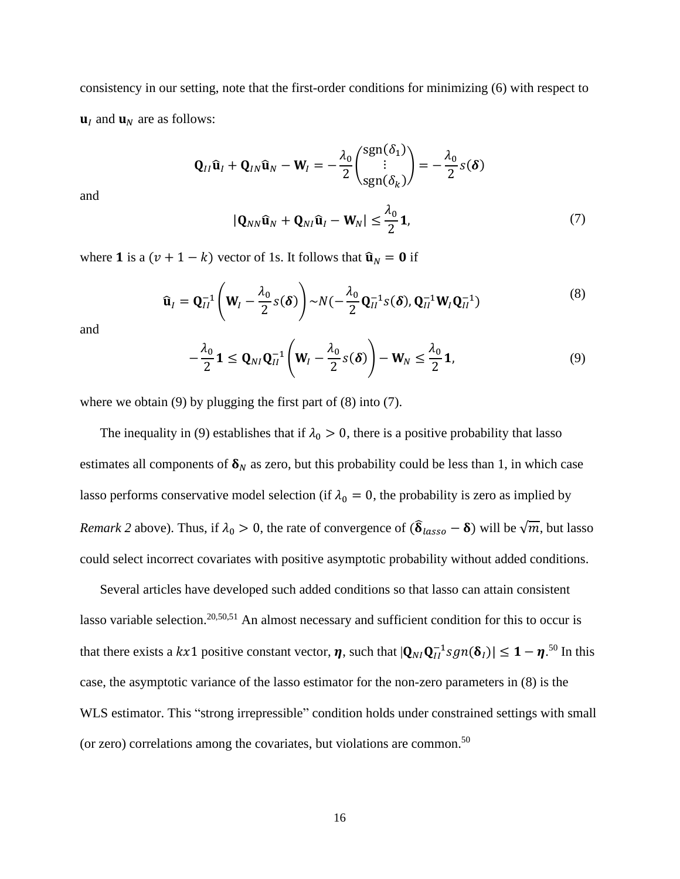consistency in our setting, note that the first-order conditions for minimizing (6) with respect to $\mathbf{u}_I$ and $\mathbf{u}_N$ are as follows:

$$\mathbf{Q}_{II}\widehat{\mathbf{u}}_I + \mathbf{Q}_{IN}\widehat{\mathbf{u}}_N - \mathbf{W}_I = -\frac{\lambda_0}{2}\begin{pmatrix}\text{sgn}(\delta_1)\\ \vdots \\ \text{sgn}(\delta_k)\end{pmatrix} = -\frac{\lambda_0}{2}s(\boldsymbol{\delta})$$

and

$$|\mathbf{Q}_{NN}\widehat{\mathbf{u}}_N + \mathbf{Q}_{NI}\widehat{\mathbf{u}}_I - \mathbf{W}_N| \leq \frac{\lambda_0}{2}\mathbf{1}, \tag{7}$$

where $\mathbf{1}$ is a $(v + 1 - k)$ vector of 1s. It follows that $\widehat{\mathbf{u}}_N = \mathbf{0}$ if

$$\widehat{\mathbf{u}}_I = \mathbf{Q}_{II}^{-1}\left(\mathbf{W}_I - \frac{\lambda_0}{2}s(\boldsymbol{\delta})\right) \sim N(-\frac{\lambda_0}{2}\mathbf{Q}_{II}^{-1}s(\boldsymbol{\delta}), \mathbf{Q}_{II}^{-1}\mathbf{W}_I\mathbf{Q}_{II}^{-1}) \tag{8}$$

and

$$-\frac{\lambda_0}{2}\mathbf{1} \leq \mathbf{Q}_{NI}\mathbf{Q}_{II}^{-1}\left(\mathbf{W}_I - \frac{\lambda_0}{2}s(\boldsymbol{\delta})\right) - \mathbf{W}_N \leq \frac{\lambda_0}{2}\mathbf{1}, \tag{9}$$

where we obtain (9) by plugging the first part of (8) into (7).

The inequality in (9) establishes that if $\lambda_0 > 0$, there is a positive probability that lasso estimates all components of $\boldsymbol{\delta}_N$ as zero, but this probability could be less than 1, in which case lasso performs conservative model selection (if $\lambda_0 = 0$, the probability is zero as implied by *Remark 2* above). Thus, if $\lambda_0 > 0$, the rate of convergence of $(\widehat{\boldsymbol{\delta}}_{lasso} - \boldsymbol{\delta})$ will be $\sqrt{m}$, but lasso could select incorrect covariates with positive asymptotic probability without added conditions.

Several articles have developed such added conditions so that lasso can attain consistent lasso variable selection.[20,50,51] An almost necessary and sufficient condition for this to occur is that there exists a $kx1$ positive constant vector, $\boldsymbol{\eta}$, such that $|\mathbf{Q}_{NI}\mathbf{Q}_{II}^{-1}sgn(\boldsymbol{\delta}_I)| \leq \mathbf{1} - \boldsymbol{\eta}$.[50] In this case, the asymptotic variance of the lasso estimator for the non-zero parameters in (8) is the WLS estimator. This "strong irrepressible" condition holds under constrained settings with small (or zero) correlations among the covariates, but violations are common.[50]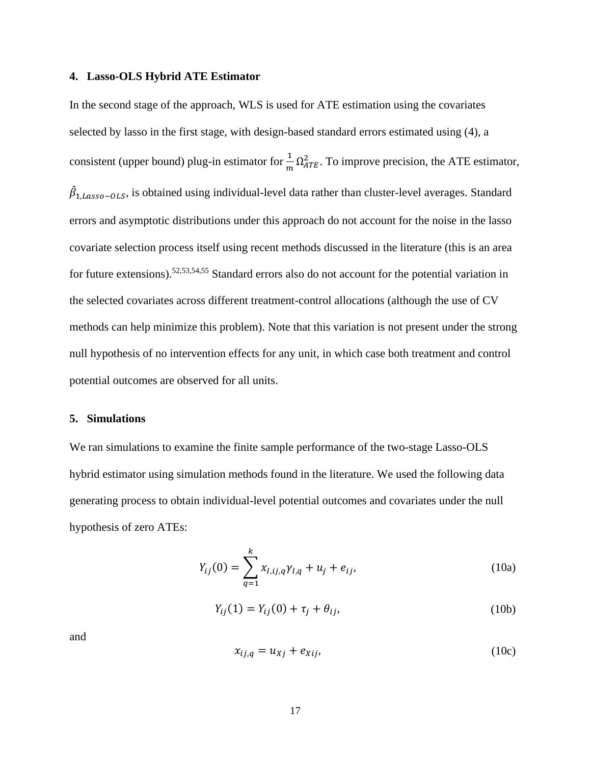## 4. Lasso-OLS Hybrid ATE Estimator

In the second stage of the approach, WLS is used for ATE estimation using the covariates selected by lasso in the first stage, with design-based standard errors estimated using (4), a consistent (upper bound) plug-in estimator for $\frac{1}{m}\Omega^2_{ATE}$. To improve precision, the ATE estimator, $\hat{\beta}_{1,Lasso-OLS}$, is obtained using individual-level data rather than cluster-level averages. Standard errors and asymptotic distributions under this approach do not account for the noise in the lasso covariate selection process itself using recent methods discussed in the literature (this is an area for future extensions).[52,53,54,55] Standard errors also do not account for the potential variation in the selected covariates across different treatment-control allocations (although the use of CV methods can help minimize this problem). Note that this variation is not present under the strong null hypothesis of no intervention effects for any unit, in which case both treatment and control potential outcomes are observed for all units.

## 5. Simulations

We ran simulations to examine the finite sample performance of the two-stage Lasso-OLS hybrid estimator using simulation methods found in the literature. We used the following data generating process to obtain individual-level potential outcomes and covariates under the null hypothesis of zero ATEs:

$$Y_{ij}(0) = \sum_{q=1}^{k} x_{I,ij,q}\gamma_{I,q} + u_j + e_{ij}, \tag{10a}$$

$$Y_{ij}(1) = Y_{ij}(0) + \tau_j + \theta_{ij}, \tag{10b}$$

and

$$x_{ij,q} = u_{Xj} + e_{Xij}, \tag{10c}$$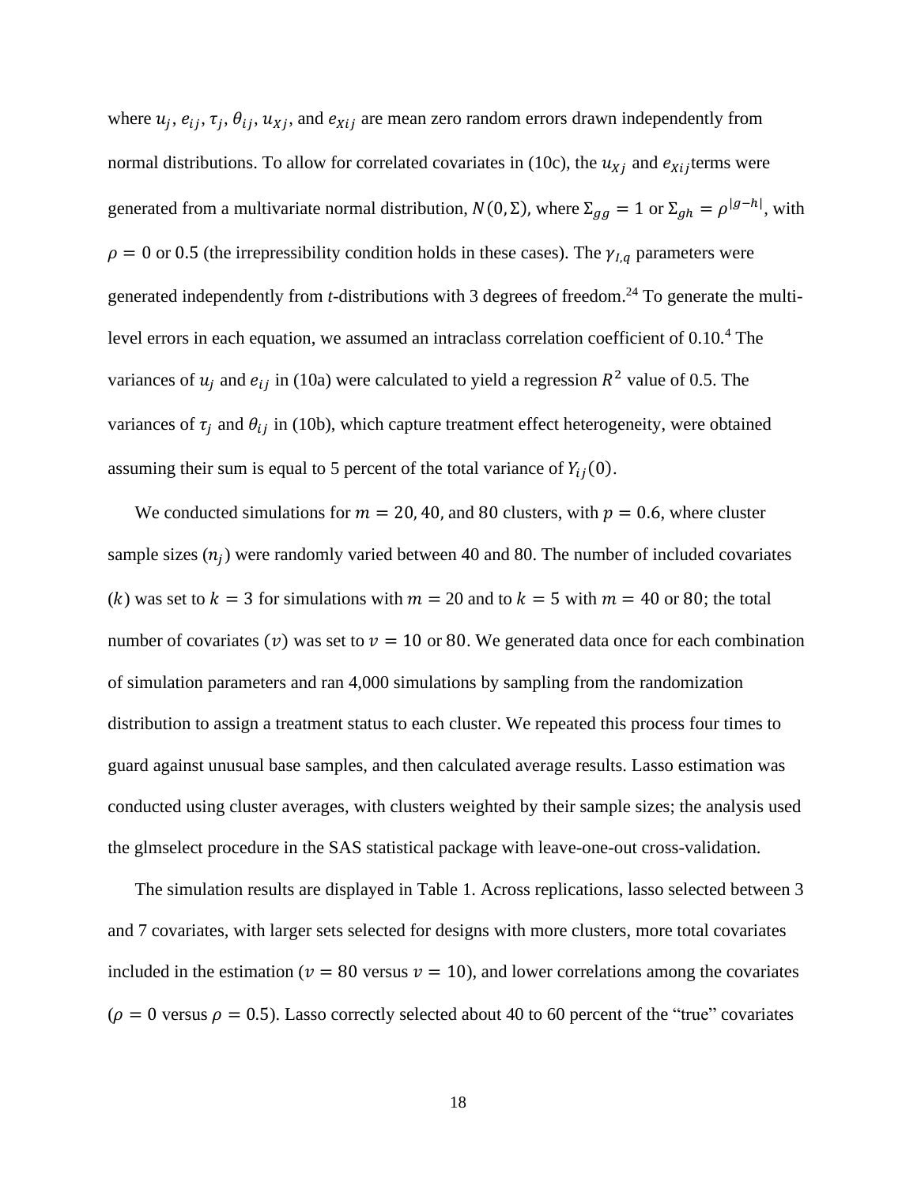where $u_j$, $e_{ij}$, $\tau_j$, $\theta_{ij}$, $u_{Xj}$, and $e_{Xij}$ are mean zero random errors drawn independently from normal distributions. To allow for correlated covariates in (10c), the $u_{Xj}$ and $e_{Xij}$terms were generated from a multivariate normal distribution, $N(0, \Sigma)$, where $\Sigma_{gg} = 1$ or $\Sigma_{gh} = \rho^{|g-h|}$, with $\rho = 0$ or 0.5 (the irrepressibility condition holds in these cases). The $\gamma_{I,q}$ parameters were generated independently from *t*-distributions with 3 degrees of freedom.[24] To generate the multi-level errors in each equation, we assumed an intraclass correlation coefficient of 0.10.[4] The variances of $u_j$ and $e_{ij}$ in (10a) were calculated to yield a regression $R^2$ value of 0.5. The variances of $\tau_j$ and $\theta_{ij}$ in (10b), which capture treatment effect heterogeneity, were obtained assuming their sum is equal to 5 percent of the total variance of $Y_{ij}(0)$.

We conducted simulations for $m = 20, 40,$ and $80$ clusters, with $p = 0.6$, where cluster sample sizes ($n_j$) were randomly varied between 40 and 80. The number of included covariates ($k$) was set to $k = 3$ for simulations with $m = 20$ and to $k = 5$ with $m = 40$ or $80$; the total number of covariates ($v$) was set to $v = 10$ or $80$. We generated data once for each combination of simulation parameters and ran 4,000 simulations by sampling from the randomization distribution to assign a treatment status to each cluster. We repeated this process four times to guard against unusual base samples, and then calculated average results. Lasso estimation was conducted using cluster averages, with clusters weighted by their sample sizes; the analysis used the glmselect procedure in the SAS statistical package with leave-one-out cross-validation.

The simulation results are displayed in Table 1. Across replications, lasso selected between 3 and 7 covariates, with larger sets selected for designs with more clusters, more total covariates included in the estimation ($v = 80$ versus $v = 10$), and lower correlations among the covariates ($\rho = 0$ versus $\rho = 0.5$). Lasso correctly selected about 40 to 60 percent of the "true" covariates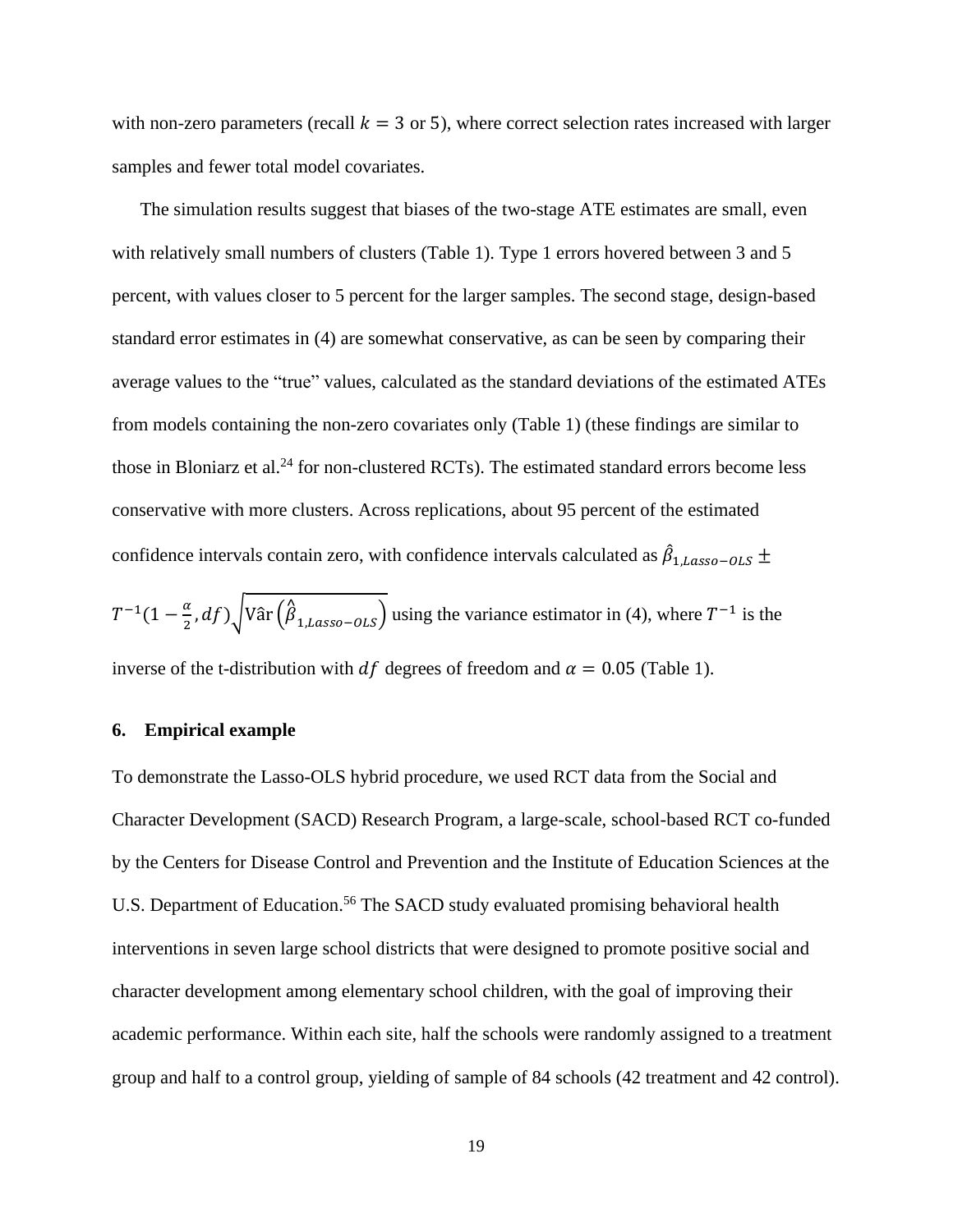with non-zero parameters (recall $k = 3$ or 5), where correct selection rates increased with larger samples and fewer total model covariates.

The simulation results suggest that biases of the two-stage ATE estimates are small, even with relatively small numbers of clusters (Table 1). Type 1 errors hovered between 3 and 5 percent, with values closer to 5 percent for the larger samples. The second stage, design-based standard error estimates in (4) are somewhat conservative, as can be seen by comparing their average values to the "true" values, calculated as the standard deviations of the estimated ATEs from models containing the non-zero covariates only (Table 1) (these findings are similar to those in Bloniarz et al.[24] for non-clustered RCTs). The estimated standard errors become less conservative with more clusters. Across replications, about 95 percent of the estimated confidence intervals contain zero, with confidence intervals calculated as $\hat{\beta}_{1,Lasso-OLS} \pm T^{-1}(1 - \frac{\alpha}{2}, df)\sqrt{\hat{\mathrm{Var}}\left(\hat{\beta}_{1,Lasso-OLS}\right)}$ using the variance estimator in (4), where $T^{-1}$ is the inverse of the t-distribution with $df$ degrees of freedom and $\alpha = 0.05$ (Table 1).

## 6. Empirical example

To demonstrate the Lasso-OLS hybrid procedure, we used RCT data from the Social and Character Development (SACD) Research Program, a large-scale, school-based RCT co-funded by the Centers for Disease Control and Prevention and the Institute of Education Sciences at the U.S. Department of Education.[56] The SACD study evaluated promising behavioral health interventions in seven large school districts that were designed to promote positive social and character development among elementary school children, with the goal of improving their academic performance. Within each site, half the schools were randomly assigned to a treatment group and half to a control group, yielding of sample of 84 schools (42 treatment and 42 control).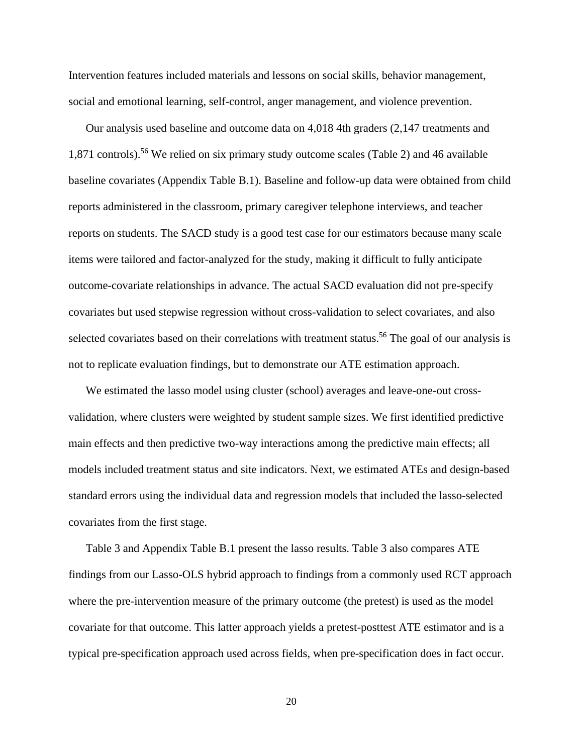Intervention features included materials and lessons on social skills, behavior management, social and emotional learning, self-control, anger management, and violence prevention.

Our analysis used baseline and outcome data on 4,018 4th graders (2,147 treatments and 1,871 controls).[56] We relied on six primary study outcome scales (Table 2) and 46 available baseline covariates (Appendix Table B.1). Baseline and follow-up data were obtained from child reports administered in the classroom, primary caregiver telephone interviews, and teacher reports on students. The SACD study is a good test case for our estimators because many scale items were tailored and factor-analyzed for the study, making it difficult to fully anticipate outcome-covariate relationships in advance. The actual SACD evaluation did not pre-specify covariates but used stepwise regression without cross-validation to select covariates, and also selected covariates based on their correlations with treatment status.[56] The goal of our analysis is not to replicate evaluation findings, but to demonstrate our ATE estimation approach.

We estimated the lasso model using cluster (school) averages and leave-one-out cross-validation, where clusters were weighted by student sample sizes. We first identified predictive main effects and then predictive two-way interactions among the predictive main effects; all models included treatment status and site indicators. Next, we estimated ATEs and design-based standard errors using the individual data and regression models that included the lasso-selected covariates from the first stage.

Table 3 and Appendix Table B.1 present the lasso results. Table 3 also compares ATE findings from our Lasso-OLS hybrid approach to findings from a commonly used RCT approach where the pre-intervention measure of the primary outcome (the pretest) is used as the model covariate for that outcome. This latter approach yields a pretest-posttest ATE estimator and is a typical pre-specification approach used across fields, when pre-specification does in fact occur.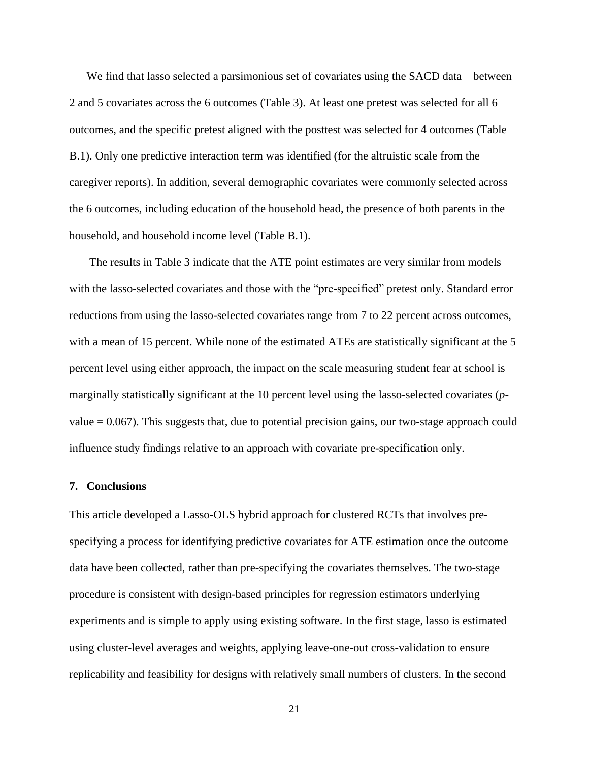We find that lasso selected a parsimonious set of covariates using the SACD data—between 2 and 5 covariates across the 6 outcomes (Table 3). At least one pretest was selected for all 6 outcomes, and the specific pretest aligned with the posttest was selected for 4 outcomes (Table B.1). Only one predictive interaction term was identified (for the altruistic scale from the caregiver reports). In addition, several demographic covariates were commonly selected across the 6 outcomes, including education of the household head, the presence of both parents in the household, and household income level (Table B.1).

The results in Table 3 indicate that the ATE point estimates are very similar from models with the lasso-selected covariates and those with the "pre-specified" pretest only. Standard error reductions from using the lasso-selected covariates range from 7 to 22 percent across outcomes, with a mean of 15 percent. While none of the estimated ATEs are statistically significant at the 5 percent level using either approach, the impact on the scale measuring student fear at school is marginally statistically significant at the 10 percent level using the lasso-selected covariates (*p*-value = 0.067). This suggests that, due to potential precision gains, our two-stage approach could influence study findings relative to an approach with covariate pre-specification only.

## 7. Conclusions

This article developed a Lasso-OLS hybrid approach for clustered RCTs that involves pre-specifying a process for identifying predictive covariates for ATE estimation once the outcome data have been collected, rather than pre-specifying the covariates themselves. The two-stage procedure is consistent with design-based principles for regression estimators underlying experiments and is simple to apply using existing software. In the first stage, lasso is estimated using cluster-level averages and weights, applying leave-one-out cross-validation to ensure replicability and feasibility for designs with relatively small numbers of clusters. In the second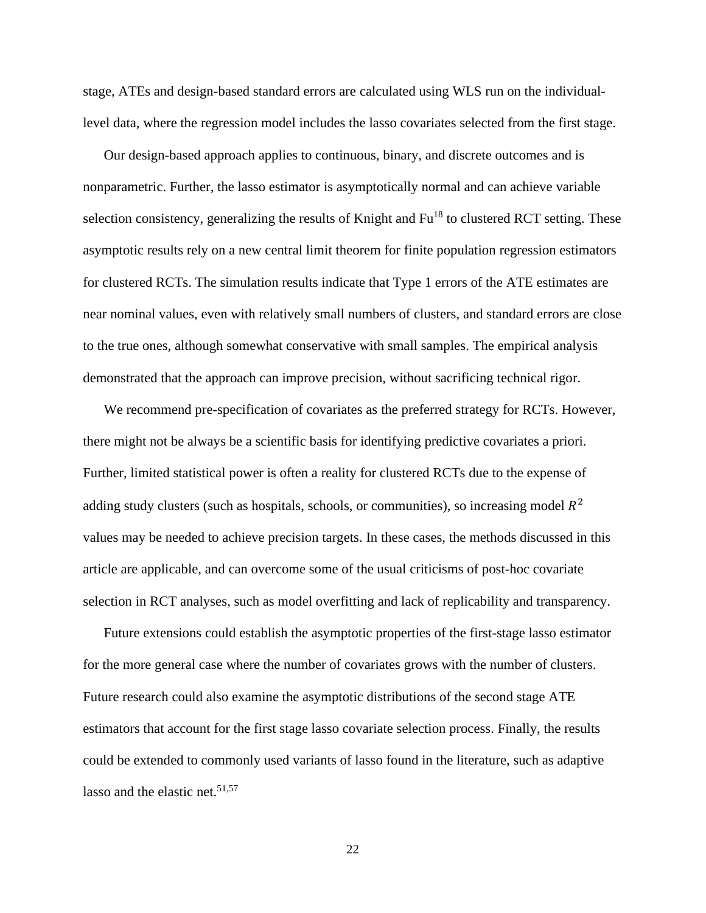stage, ATEs and design-based standard errors are calculated using WLS run on the individual-level data, where the regression model includes the lasso covariates selected from the first stage.

Our design-based approach applies to continuous, binary, and discrete outcomes and is nonparametric. Further, the lasso estimator is asymptotically normal and can achieve variable selection consistency, generalizing the results of Knight and Fu[18] to clustered RCT setting. These asymptotic results rely on a new central limit theorem for finite population regression estimators for clustered RCTs. The simulation results indicate that Type 1 errors of the ATE estimates are near nominal values, even with relatively small numbers of clusters, and standard errors are close to the true ones, although somewhat conservative with small samples. The empirical analysis demonstrated that the approach can improve precision, without sacrificing technical rigor.

We recommend pre-specification of covariates as the preferred strategy for RCTs. However, there might not be always be a scientific basis for identifying predictive covariates a priori. Further, limited statistical power is often a reality for clustered RCTs due to the expense of adding study clusters (such as hospitals, schools, or communities), so increasing model $R^2$ values may be needed to achieve precision targets. In these cases, the methods discussed in this article are applicable, and can overcome some of the usual criticisms of post-hoc covariate selection in RCT analyses, such as model overfitting and lack of replicability and transparency.

Future extensions could establish the asymptotic properties of the first-stage lasso estimator for the more general case where the number of covariates grows with the number of clusters. Future research could also examine the asymptotic distributions of the second stage ATE estimators that account for the first stage lasso covariate selection process. Finally, the results could be extended to commonly used variants of lasso found in the literature, such as adaptive lasso and the elastic net.[51,57]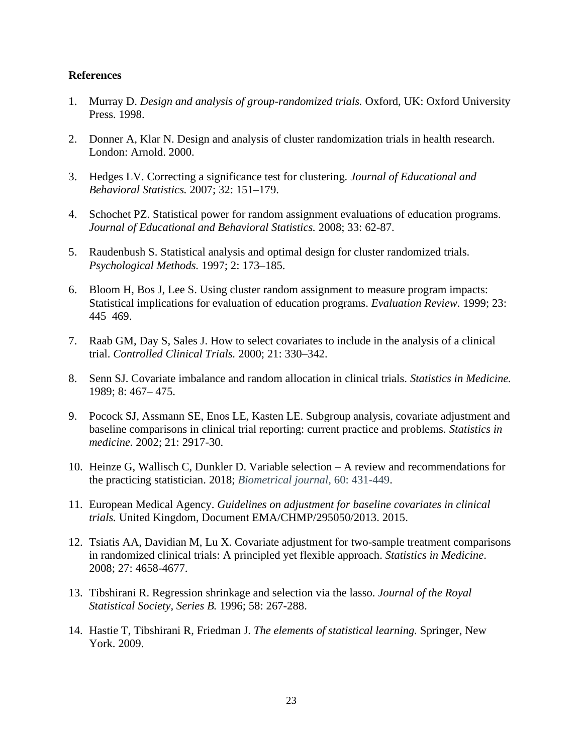## References

1. Murray D. *Design and analysis of group-randomized trials.* Oxford, UK: Oxford University Press. 1998.

2. Donner A, Klar N. Design and analysis of cluster randomization trials in health research. London: Arnold. 2000.

3. Hedges LV. Correcting a significance test for clustering. *Journal of Educational and Behavioral Statistics.* 2007; 32: 151–179.

4. Schochet PZ. Statistical power for random assignment evaluations of education programs. *Journal of Educational and Behavioral Statistics.* 2008; 33: 62-87.

5. Raudenbush S. Statistical analysis and optimal design for cluster randomized trials. *Psychological Methods.* 1997; 2: 173–185.

6. Bloom H, Bos J, Lee S. Using cluster random assignment to measure program impacts: Statistical implications for evaluation of education programs. *Evaluation Review.* 1999; 23: 445–469.

7. Raab GM, Day S, Sales J. How to select covariates to include in the analysis of a clinical trial. *Controlled Clinical Trials.* 2000; 21: 330–342.

8. Senn SJ. Covariate imbalance and random allocation in clinical trials. *Statistics in Medicine.* 1989; 8: 467– 475.

9. Pocock SJ, Assmann SE, Enos LE, Kasten LE. Subgroup analysis, covariate adjustment and baseline comparisons in clinical trial reporting: current practice and problems. *Statistics in medicine.* 2002; 21: 2917-30.

10. Heinze G, Wallisch C, Dunkler D. Variable selection – A review and recommendations for the practicing statistician. 2018; *Biometrical journal*, 60: 431-449.

11. European Medical Agency. *Guidelines on adjustment for baseline covariates in clinical trials.* United Kingdom, Document EMA/CHMP/295050/2013. 2015.

12. Tsiatis AA, Davidian M, Lu X. Covariate adjustment for two-sample treatment comparisons in randomized clinical trials: A principled yet flexible approach. *Statistics in Medicine*. 2008; 27: 4658-4677.

13. Tibshirani R. Regression shrinkage and selection via the lasso. *Journal of the Royal Statistical Society, Series B.* 1996; 58: 267-288.

14. Hastie T, Tibshirani R, Friedman J. *The elements of statistical learning.* Springer, New York. 2009.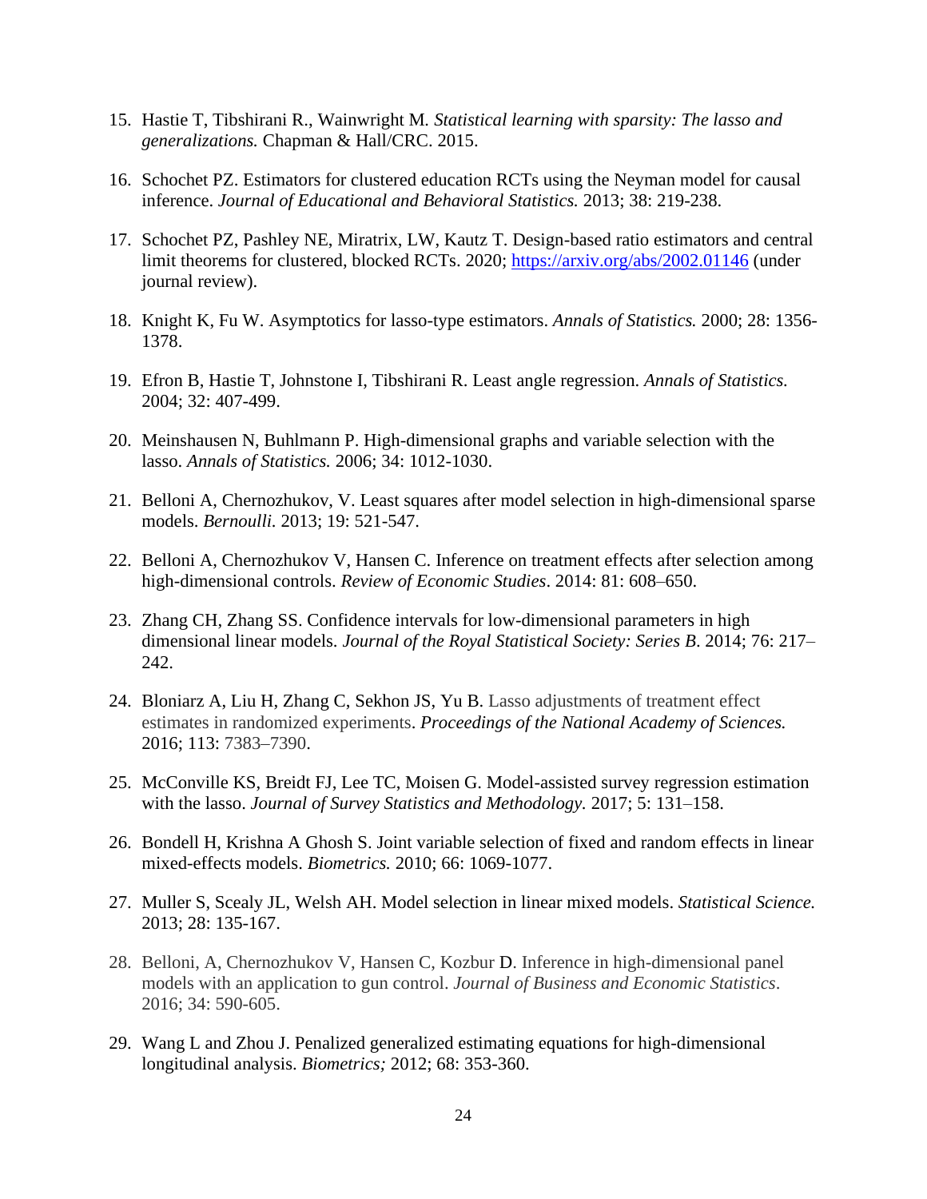15. Hastie T, Tibshirani R., Wainwright M. *Statistical learning with sparsity: The lasso and generalizations.* Chapman & Hall/CRC. 2015.

16. Schochet PZ. Estimators for clustered education RCTs using the Neyman model for causal inference. *Journal of Educational and Behavioral Statistics.* 2013; 38: 219-238.

17. Schochet PZ, Pashley NE, Miratrix, LW, Kautz T. Design-based ratio estimators and central limit theorems for clustered, blocked RCTs. 2020; https://arxiv.org/abs/2002.01146 (under journal review).

18. Knight K, Fu W. Asymptotics for lasso-type estimators. *Annals of Statistics.* 2000; 28: 1356-1378.

19. Efron B, Hastie T, Johnstone I, Tibshirani R. Least angle regression. *Annals of Statistics.* 2004; 32: 407-499.

20. Meinshausen N, Buhlmann P. High-dimensional graphs and variable selection with the lasso. *Annals of Statistics.* 2006; 34: 1012-1030.

21. Belloni A, Chernozhukov, V. Least squares after model selection in high-dimensional sparse models. *Bernoulli.* 2013; 19: 521-547.

22. Belloni A, Chernozhukov V, Hansen C. Inference on treatment effects after selection among high-dimensional controls. *Review of Economic Studies*. 2014: 81: 608–650.

23. Zhang CH, Zhang SS. Confidence intervals for low-dimensional parameters in high dimensional linear models. *Journal of the Royal Statistical Society: Series B*. 2014; 76: 217–242.

24. Bloniarz A, Liu H, Zhang C, Sekhon JS, Yu B. Lasso adjustments of treatment effect estimates in randomized experiments. *Proceedings of the National Academy of Sciences.* 2016; 113: 7383–7390.

25. McConville KS, Breidt FJ, Lee TC, Moisen G. Model-assisted survey regression estimation with the lasso. *Journal of Survey Statistics and Methodology.* 2017; 5: 131–158.

26. Bondell H, Krishna A Ghosh S. Joint variable selection of fixed and random effects in linear mixed-effects models. *Biometrics.* 2010; 66: 1069-1077.

27. Muller S, Scealy JL, Welsh AH. Model selection in linear mixed models. *Statistical Science.* 2013; 28: 135-167.

28. Belloni, A, Chernozhukov V, Hansen C, Kozbur D. Inference in high-dimensional panel models with an application to gun control. *Journal of Business and Economic Statistics*. 2016; 34: 590-605.

29. Wang L and Zhou J. Penalized generalized estimating equations for high-dimensional longitudinal analysis. *Biometrics;* 2012; 68: 353-360.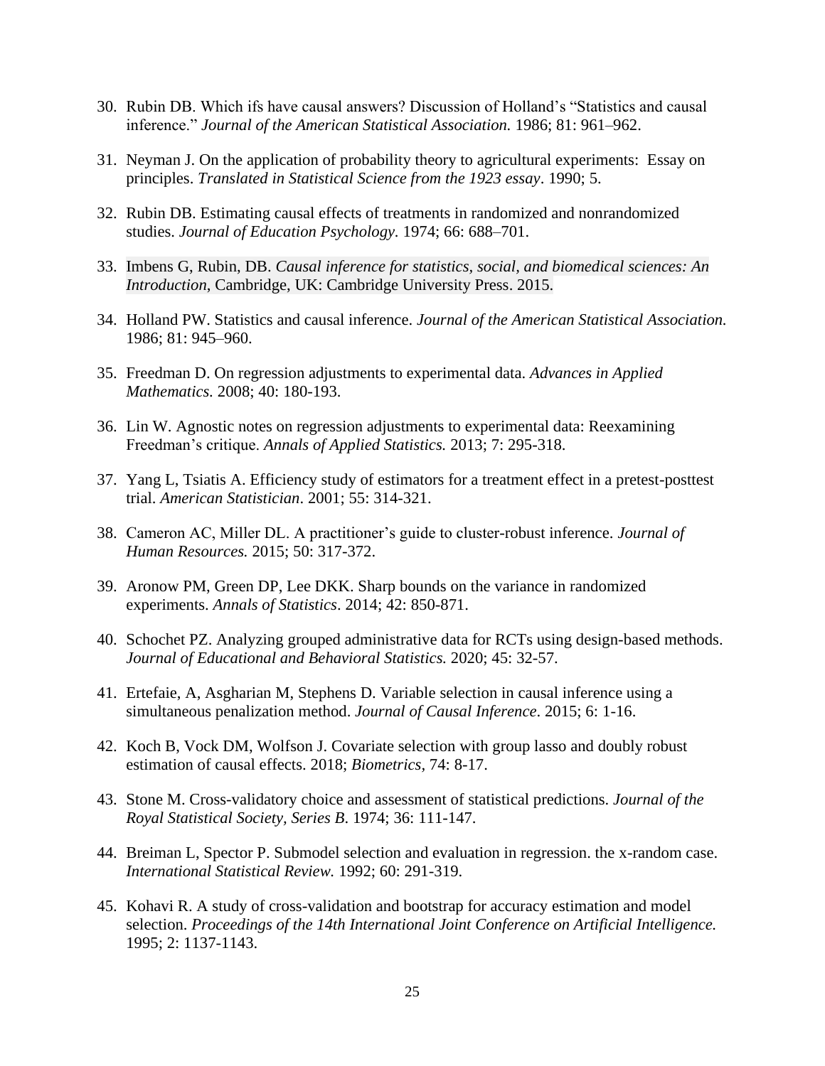30. Rubin DB. Which ifs have causal answers? Discussion of Holland's "Statistics and causal inference." *Journal of the American Statistical Association.* 1986; 81: 961–962.

31. Neyman J. On the application of probability theory to agricultural experiments: Essay on principles. *Translated in Statistical Science from the 1923 essay*. 1990; 5.

32. Rubin DB. Estimating causal effects of treatments in randomized and nonrandomized studies. *Journal of Education Psychology*. 1974; 66: 688–701.

33. Imbens G, Rubin, DB. *Causal inference for statistics, social, and biomedical sciences: An Introduction*, Cambridge, UK: Cambridge University Press. 2015.

34. Holland PW. Statistics and causal inference. *Journal of the American Statistical Association.* 1986; 81: 945–960.

35. Freedman D. On regression adjustments to experimental data. *Advances in Applied Mathematics.* 2008; 40: 180-193.

36. Lin W. Agnostic notes on regression adjustments to experimental data: Reexamining Freedman's critique. *Annals of Applied Statistics.* 2013; 7: 295-318.

37. Yang L, Tsiatis A. Efficiency study of estimators for a treatment effect in a pretest-posttest trial. *American Statistician*. 2001; 55: 314-321.

38. Cameron AC, Miller DL. A practitioner's guide to cluster-robust inference. *Journal of Human Resources.* 2015; 50: 317-372.

39. Aronow PM, Green DP, Lee DKK. Sharp bounds on the variance in randomized experiments. *Annals of Statistics*. 2014; 42: 850-871.

40. Schochet PZ. Analyzing grouped administrative data for RCTs using design-based methods. *Journal of Educational and Behavioral Statistics.* 2020; 45: 32-57.

41. Ertefaie, A, Asgharian M, Stephens D. Variable selection in causal inference using a simultaneous penalization method. *Journal of Causal Inference*. 2015; 6: 1-16.

42. Koch B, Vock DM, Wolfson J. Covariate selection with group lasso and doubly robust estimation of causal effects. 2018; *Biometrics,* 74: 8-17.

43. Stone M. Cross-validatory choice and assessment of statistical predictions. *Journal of the Royal Statistical Society, Series B*. 1974; 36: 111-147.

44. Breiman L, Spector P. Submodel selection and evaluation in regression. the x-random case. *International Statistical Review.* 1992; 60: 291-319.

45. Kohavi R. A study of cross-validation and bootstrap for accuracy estimation and model selection. *Proceedings of the 14th International Joint Conference on Artificial Intelligence.* 1995; 2: 1137-1143.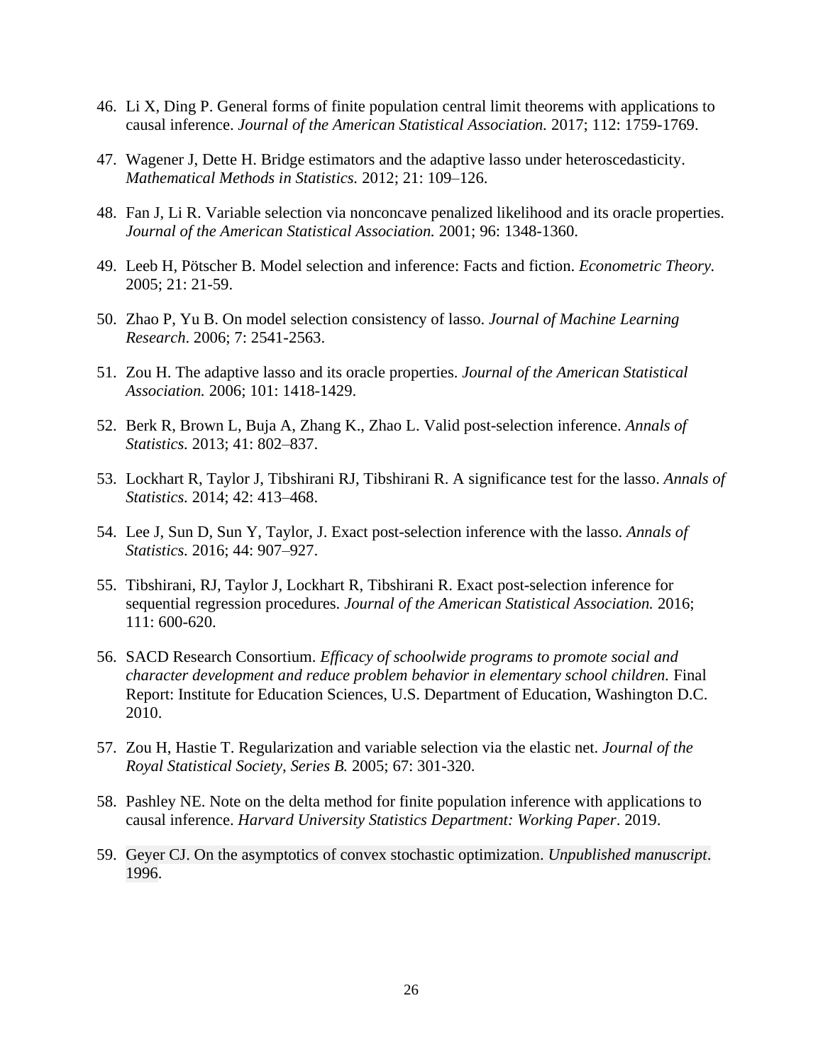46. Li X, Ding P. General forms of finite population central limit theorems with applications to causal inference. *Journal of the American Statistical Association.* 2017; 112: 1759-1769.

47. Wagener J, Dette H. Bridge estimators and the adaptive lasso under heteroscedasticity. *Mathematical Methods in Statistics.* 2012; 21: 109–126.

48. Fan J, Li R. Variable selection via nonconcave penalized likelihood and its oracle properties. *Journal of the American Statistical Association.* 2001; 96: 1348-1360.

49. Leeb H, Pötscher B. Model selection and inference: Facts and fiction. *Econometric Theory.* 2005; 21: 21-59.

50. Zhao P, Yu B. On model selection consistency of lasso. *Journal of Machine Learning Research*. 2006; 7: 2541-2563.

51. Zou H. The adaptive lasso and its oracle properties. *Journal of the American Statistical Association.* 2006; 101: 1418-1429.

52. Berk R, Brown L, Buja A, Zhang K., Zhao L. Valid post-selection inference. *Annals of Statistics.* 2013; 41: 802–837.

53. Lockhart R, Taylor J, Tibshirani RJ, Tibshirani R. A significance test for the lasso. *Annals of Statistics.* 2014; 42: 413–468.

54. Lee J, Sun D, Sun Y, Taylor, J. Exact post-selection inference with the lasso. *Annals of Statistics.* 2016; 44: 907–927.

55. Tibshirani, RJ, Taylor J, Lockhart R, Tibshirani R. Exact post-selection inference for sequential regression procedures. *Journal of the American Statistical Association.* 2016; 111: 600-620.

56. SACD Research Consortium. *Efficacy of schoolwide programs to promote social and character development and reduce problem behavior in elementary school children.* Final Report: Institute for Education Sciences, U.S. Department of Education, Washington D.C. 2010.

57. Zou H, Hastie T. Regularization and variable selection via the elastic net. *Journal of the Royal Statistical Society, Series B.* 2005; 67: 301-320.

58. Pashley NE. Note on the delta method for finite population inference with applications to causal inference. *Harvard University Statistics Department: Working Paper*. 2019.

59. Geyer CJ. On the asymptotics of convex stochastic optimization. *Unpublished manuscript*. 1996.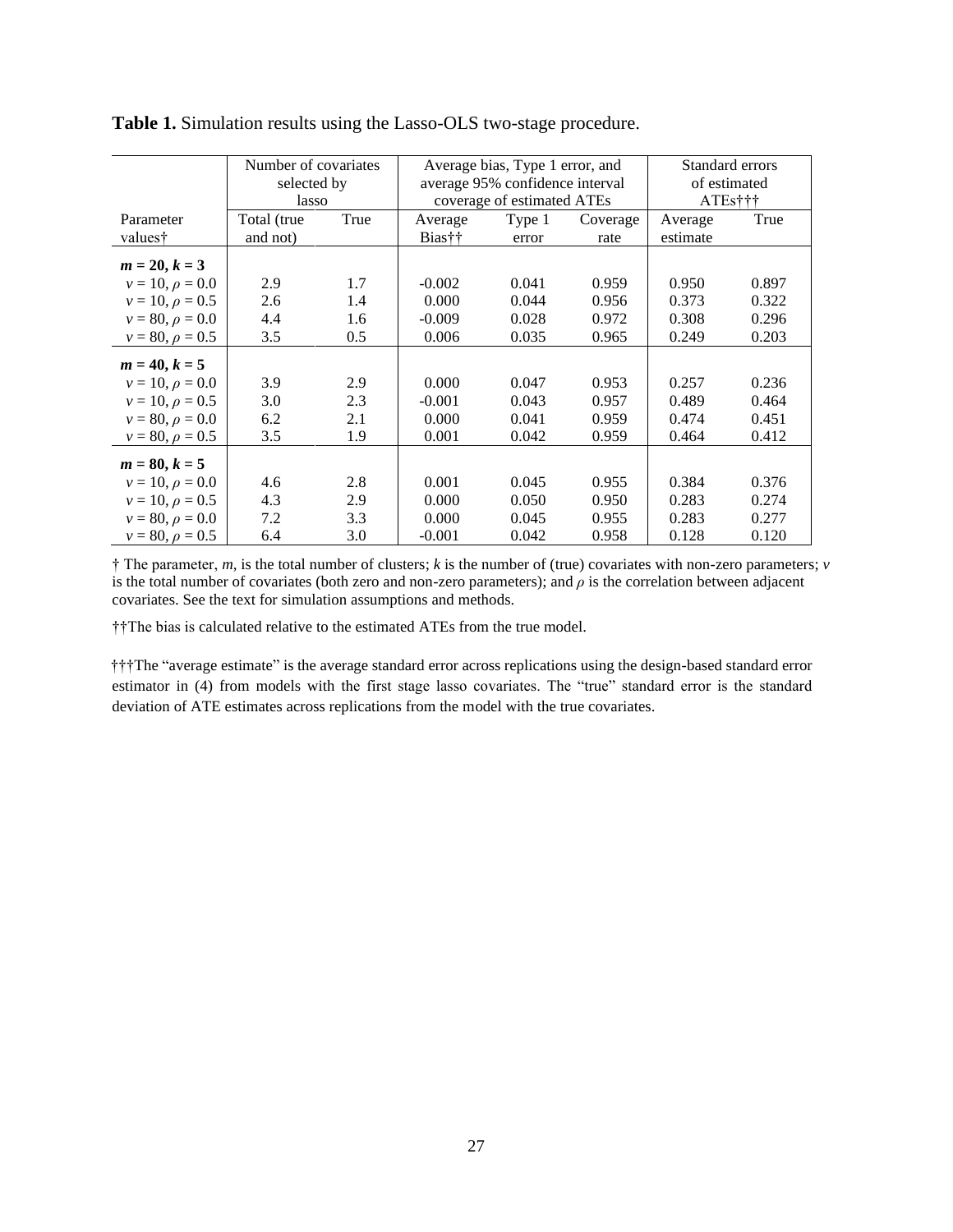**Table 1.** Simulation results using the Lasso-OLS two-stage procedure.

| | Number of covariates selected by lasso | | Average bias, Type 1 error, and average 95% confidence interval coverage of estimated ATEs | | | Standard errors of estimated ATEs††† | |
|---|---|---|---|---|---|---|---|
| Parameter values† | Total (true and not) | True | Average Bias†† | Type 1 error | Coverage rate | Average estimate | True |
| $\boldsymbol{m = 20, k = 3}$ | | | | | | | |
| $v = 10, \rho = 0.0$ | 2.9 | 1.7 | -0.002 | 0.041 | 0.959 | 0.950 | 0.897 |
| $v = 10, \rho = 0.5$ | 2.6 | 1.4 | 0.000 | 0.044 | 0.956 | 0.373 | 0.322 |
| $v = 80, \rho = 0.0$ | 4.4 | 1.6 | -0.009 | 0.028 | 0.972 | 0.308 | 0.296 |
| $v = 80, \rho = 0.5$ | 3.5 | 0.5 | 0.006 | 0.035 | 0.965 | 0.249 | 0.203 |
| $\boldsymbol{m = 40, k = 5}$ | | | | | | | |
| $v = 10, \rho = 0.0$ | 3.9 | 2.9 | 0.000 | 0.047 | 0.953 | 0.257 | 0.236 |
| $v = 10, \rho = 0.5$ | 3.0 | 2.3 | -0.001 | 0.043 | 0.957 | 0.489 | 0.464 |
| $v = 80, \rho = 0.0$ | 6.2 | 2.1 | 0.000 | 0.041 | 0.959 | 0.474 | 0.451 |
| $v = 80, \rho = 0.5$ | 3.5 | 1.9 | 0.001 | 0.042 | 0.959 | 0.464 | 0.412 |
| $\boldsymbol{m = 80, k = 5}$ | | | | | | | |
| $v = 10, \rho = 0.0$ | 4.6 | 2.8 | 0.001 | 0.045 | 0.955 | 0.384 | 0.376 |
| $v = 10, \rho = 0.5$ | 4.3 | 2.9 | 0.000 | 0.050 | 0.950 | 0.283 | 0.274 |
| $v = 80, \rho = 0.0$ | 7.2 | 3.3 | 0.000 | 0.045 | 0.955 | 0.283 | 0.277 |
| $v = 80, \rho = 0.5$ | 6.4 | 3.0 | -0.001 | 0.042 | 0.958 | 0.128 | 0.120 |

† The parameter, $m$, is the total number of clusters; $k$ is the number of (true) covariates with non-zero parameters; $v$ is the total number of covariates (both zero and non-zero parameters); and $\rho$ is the correlation between adjacent covariates. See the text for simulation assumptions and methods.

††The bias is calculated relative to the estimated ATEs from the true model.

†††The "average estimate" is the average standard error across replications using the design-based standard error estimator in (4) from models with the first stage lasso covariates. The "true" standard error is the standard deviation of ATE estimates across replications from the model with the true covariates.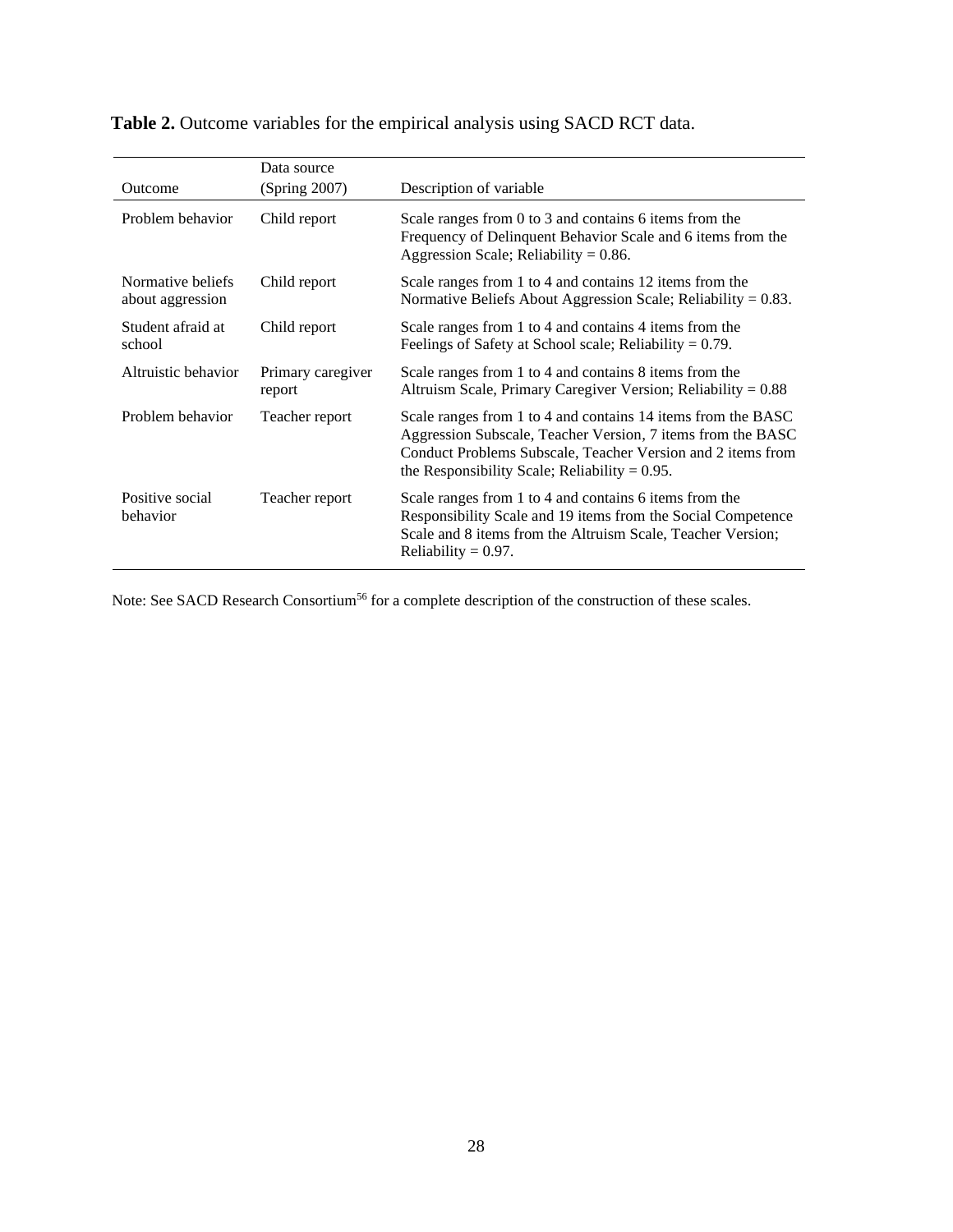**Table 2.** Outcome variables for the empirical analysis using SACD RCT data.

| Outcome | Data source (Spring 2007) | Description of variable |
|---|---|---|
| Problem behavior | Child report | Scale ranges from 0 to 3 and contains 6 items from the Frequency of Delinquent Behavior Scale and 6 items from the Aggression Scale; Reliability = 0.86. |
| Normative beliefs about aggression | Child report | Scale ranges from 1 to 4 and contains 12 items from the Normative Beliefs About Aggression Scale; Reliability = 0.83. |
| Student afraid at school | Child report | Scale ranges from 1 to 4 and contains 4 items from the Feelings of Safety at School scale; Reliability = 0.79. |
| Altruistic behavior | Primary caregiver report | Scale ranges from 1 to 4 and contains 8 items from the Altruism Scale, Primary Caregiver Version; Reliability = 0.88 |
| Problem behavior | Teacher report | Scale ranges from 1 to 4 and contains 14 items from the BASC Aggression Subscale, Teacher Version, 7 items from the BASC Conduct Problems Subscale, Teacher Version and 2 items from the Responsibility Scale; Reliability = 0.95. |
| Positive social behavior | Teacher report | Scale ranges from 1 to 4 and contains 6 items from the Responsibility Scale and 19 items from the Social Competence Scale and 8 items from the Altruism Scale, Teacher Version; Reliability = 0.97. |

Note: See SACD Research Consortium[56] for a complete description of the construction of these scales.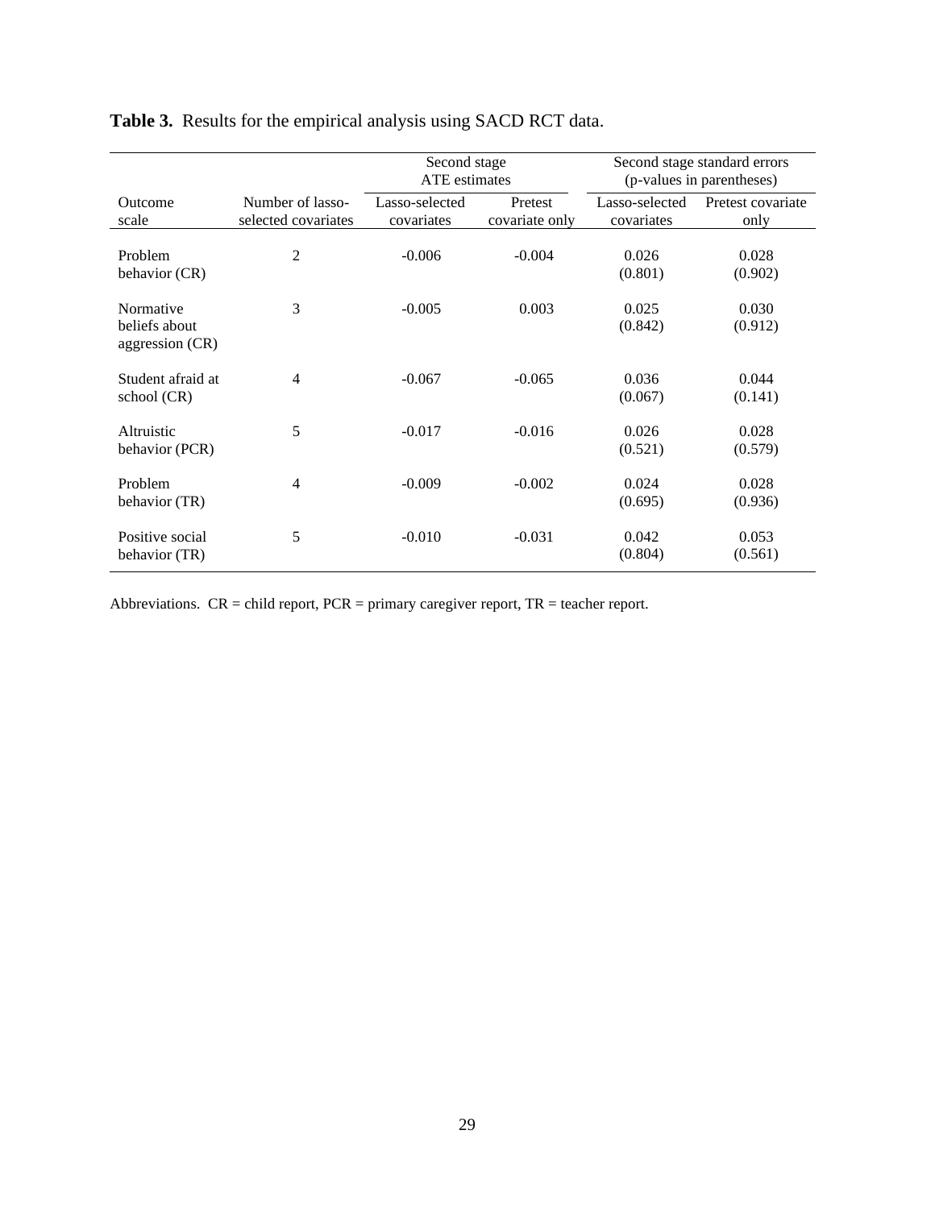**Table 3.** Results for the empirical analysis using SACD RCT data.

| Outcome scale | Number of lasso-selected covariates | Second stage ATE estimates | | Second stage standard errors (p-values in parentheses) | |
|---|---|---|---|---|---|
| | | Lasso-selected covariates | Pretest covariate only | Lasso-selected covariates | Pretest covariate only |
| Problem behavior (CR) | 2 | -0.006 | -0.004 | 0.026 (0.801) | 0.028 (0.902) |
| Normative beliefs about aggression (CR) | 3 | -0.005 | 0.003 | 0.025 (0.842) | 0.030 (0.912) |
| Student afraid at school (CR) | 4 | -0.067 | -0.065 | 0.036 (0.067) | 0.044 (0.141) |
| Altruistic behavior (PCR) | 5 | -0.017 | -0.016 | 0.026 (0.521) | 0.028 (0.579) |
| Problem behavior (TR) | 4 | -0.009 | -0.002 | 0.024 (0.695) | 0.028 (0.936) |
| Positive social behavior (TR) | 5 | -0.010 | -0.031 | 0.042 (0.804) | 0.053 (0.561) |

Abbreviations. CR = child report, PCR = primary caregiver report, TR = teacher report.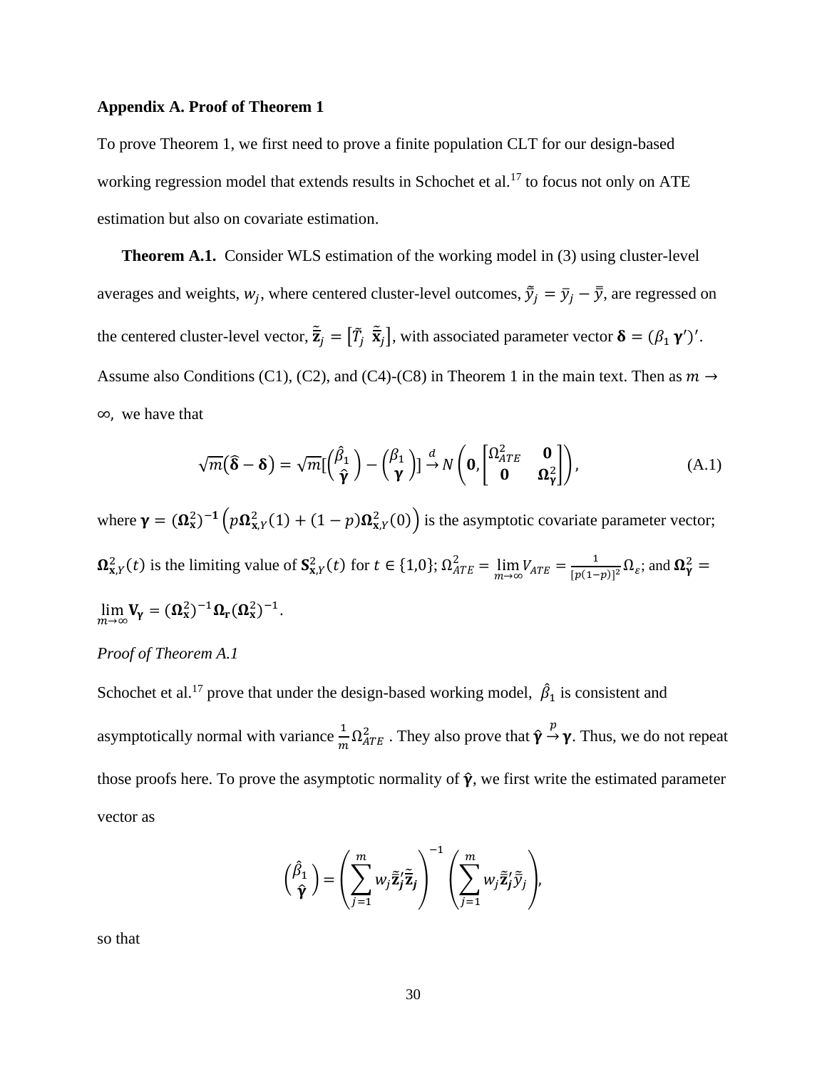**Appendix A. Proof of Theorem 1**

To prove Theorem 1, we first need to prove a finite population CLT for our design-based working regression model that extends results in Schochet et al.[17] to focus not only on ATE estimation but also on covariate estimation.

**Theorem A.1.** Consider WLS estimation of the working model in (3) using cluster-level averages and weights, $w_j$, where centered cluster-level outcomes, $\tilde{\bar{y}}_j = \bar{y}_j - \bar{\bar{y}}$, are regressed on the centered cluster-level vector, $\tilde{\bar{\mathbf{z}}}_j = [\tilde{T}_j \;\; \tilde{\bar{\mathbf{x}}}_j]$, with associated parameter vector $\boldsymbol{\delta} = (\beta_1 \; \boldsymbol{\gamma}')'$. Assume also Conditions (C1), (C2), and (C4)-(C8) in Theorem 1 in the main text. Then as $m \to \infty$, we have that

$$\sqrt{m}(\hat{\boldsymbol{\delta}} - \boldsymbol{\delta}) = \sqrt{m}[\begin{pmatrix} \hat{\beta}_1 \\ \hat{\boldsymbol{\gamma}} \end{pmatrix} - \begin{pmatrix} \beta_1 \\ \boldsymbol{\gamma} \end{pmatrix}] \xrightarrow{d} N\left(\mathbf{0}, \begin{bmatrix} \Omega_{ATE}^2 & \mathbf{0} \\ \mathbf{0} & \boldsymbol{\Omega}_{\boldsymbol{\gamma}}^2 \end{bmatrix}\right), \tag{A.1}$$

where $\boldsymbol{\gamma} = (\boldsymbol{\Omega}_{\mathbf{x}}^2)^{-\mathbf{1}}\left(p\boldsymbol{\Omega}_{\mathbf{x},Y}^2(1) + (1-p)\boldsymbol{\Omega}_{\mathbf{x},Y}^2(0)\right)$ is the asymptotic covariate parameter vector; $\boldsymbol{\Omega}_{\mathbf{x},Y}^2(t)$ is the limiting value of $\mathbf{S}_{\mathbf{x},Y}^2(t)$ for $t \in \{1,0\}$; $\Omega_{ATE}^2 = \lim_{m\to\infty} V_{ATE} = \frac{1}{[p(1-p)]^2}\Omega_{\varepsilon}$; and $\boldsymbol{\Omega}_{\boldsymbol{\gamma}}^2 = \lim_{m\to\infty} \mathbf{V}_{\boldsymbol{\gamma}} = (\boldsymbol{\Omega}_{\mathbf{x}}^2)^{-1}\boldsymbol{\Omega}_{\mathbf{r}}(\boldsymbol{\Omega}_{\mathbf{x}}^2)^{-1}$.

*Proof of Theorem A.1*

Schochet et al.[17] prove that under the design-based working model, $\hat{\beta}_1$ is consistent and asymptotically normal with variance $\frac{1}{m}\Omega_{ATE}^2$. They also prove that $\hat{\boldsymbol{\gamma}} \xrightarrow{p} \boldsymbol{\gamma}$. Thus, we do not repeat those proofs here. To prove the asymptotic normality of $\hat{\boldsymbol{\gamma}}$, we first write the estimated parameter vector as

$$\begin{pmatrix} \hat{\beta}_1 \\ \hat{\boldsymbol{\gamma}} \end{pmatrix} = \left(\sum_{j=1}^{m} w_j \tilde{\bar{\mathbf{z}}}_j' \tilde{\bar{\mathbf{z}}}_j\right)^{-1} \left(\sum_{j=1}^{m} w_j \tilde{\bar{\mathbf{z}}}_j' \tilde{\bar{y}}_j\right),$$

so that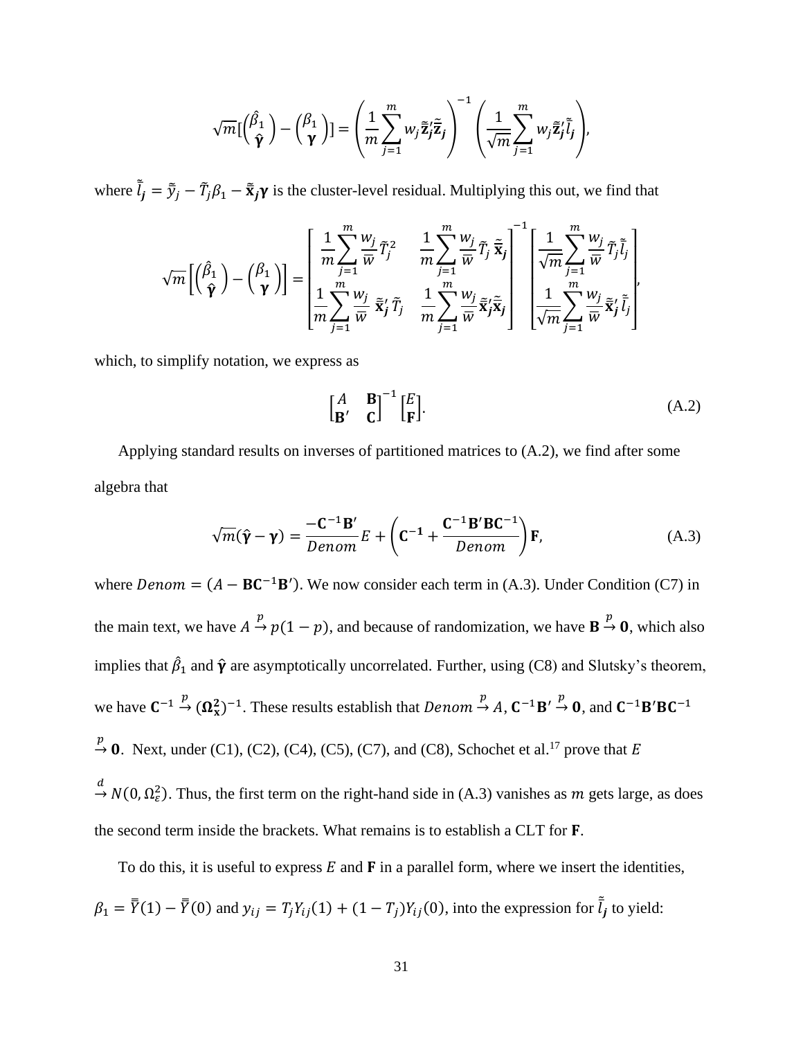$$\sqrt{m}[\begin{pmatrix}\hat{\beta}_1\\ \hat{\boldsymbol{\gamma}}\end{pmatrix} - \begin{pmatrix}\beta_1\\ \boldsymbol{\gamma}\end{pmatrix}] = \left(\frac{1}{m}\sum_{j=1}^{m} w_j \tilde{\bar{\mathbf{z}}}_j' \tilde{\bar{\mathbf{z}}}_j\right)^{-1} \left(\frac{1}{\sqrt{m}}\sum_{j=1}^{m} w_j \tilde{\bar{\mathbf{z}}}_j' \tilde{\bar{l}}_j\right),$$

where $\tilde{\bar{l}}_j = \tilde{\bar{y}}_j - \tilde{T}_j\beta_1 - \tilde{\bar{\mathbf{x}}}_j\boldsymbol{\gamma}$ is the cluster-level residual. Multiplying this out, we find that

$$\sqrt{m}\left[\begin{pmatrix}\hat{\beta}_1\\ \hat{\boldsymbol{\gamma}}\end{pmatrix} - \begin{pmatrix}\beta_1\\ \boldsymbol{\gamma}\end{pmatrix}\right] = \begin{bmatrix} \frac{1}{m}\sum_{j=1}^{m}\frac{w_j}{\bar{w}}\tilde{T}_j^2 & \frac{1}{m}\sum_{j=1}^{m}\frac{w_j}{\bar{w}}\tilde{T}_j\,\tilde{\bar{\mathbf{x}}}_j \\ \frac{1}{m}\sum_{j=1}^{m}\frac{w_j}{\bar{w}}\,\tilde{\bar{\mathbf{x}}}_j'\tilde{T}_j & \frac{1}{m}\sum_{j=1}^{m}\frac{w_j}{\bar{w}}\tilde{\bar{\mathbf{x}}}_j'\tilde{\bar{\mathbf{x}}}_j \end{bmatrix}^{-1} \begin{bmatrix} \frac{1}{\sqrt{m}}\sum_{j=1}^{m}\frac{w_j}{\bar{w}}\tilde{T}_j\tilde{\bar{l}}_j \\ \frac{1}{\sqrt{m}}\sum_{j=1}^{m}\frac{w_j}{\bar{w}}\tilde{\bar{\mathbf{x}}}_j'\tilde{\bar{l}}_j \end{bmatrix},$$

which, to simplify notation, we express as

$$\begin{bmatrix} A & \mathbf{B} \\ \mathbf{B}' & \mathbf{C}\end{bmatrix}^{-1}\begin{bmatrix} E \\ \mathbf{F}\end{bmatrix}. \tag{A.2}$$

Applying standard results on inverses of partitioned matrices to (A.2), we find after some algebra that

$$\sqrt{m}(\hat{\boldsymbol{\gamma}} - \boldsymbol{\gamma}) = \frac{-\mathbf{C}^{-1}\mathbf{B}'}{Denom}E + \left(\mathbf{C}^{-1} + \frac{\mathbf{C}^{-1}\mathbf{B}'\mathbf{B}\mathbf{C}^{-1}}{Denom}\right)\mathbf{F}, \tag{A.3}$$

where $Denom = (A - \mathbf{B}\mathbf{C}^{-1}\mathbf{B}')$. We now consider each term in (A.3). Under Condition (C7) in the main text, we have $A \xrightarrow{p} p(1-p)$, and because of randomization, we have $\mathbf{B} \xrightarrow{p} \mathbf{0}$, which also implies that $\hat{\beta}_1$ and $\hat{\boldsymbol{\gamma}}$ are asymptotically uncorrelated. Further, using (C8) and Slutsky's theorem, we have $\mathbf{C}^{-1} \xrightarrow{p} (\boldsymbol{\Omega}_{\mathbf{x}}^{2})^{-1}$. These results establish that $Denom \xrightarrow{p} A$, $\mathbf{C}^{-1}\mathbf{B}' \xrightarrow{p} \mathbf{0}$, and $\mathbf{C}^{-1}\mathbf{B}'\mathbf{B}\mathbf{C}^{-1} \xrightarrow{p} \mathbf{0}$. Next, under (C1), (C2), (C4), (C5), (C7), and (C8), Schochet et al.[17] prove that $E \xrightarrow{d} N(0, \Omega_{\varepsilon}^{2})$. Thus, the first term on the right-hand side in (A.3) vanishes as $m$ gets large, as does the second term inside the brackets. What remains is to establish a CLT for $\mathbf{F}$.

To do this, it is useful to express $E$ and $\mathbf{F}$ in a parallel form, where we insert the identities, $\beta_1 = \bar{\bar{Y}}(1) - \bar{\bar{Y}}(0)$ and $y_{ij} = T_jY_{ij}(1) + (1-T_j)Y_{ij}(0)$, into the expression for $\tilde{\bar{l}}_j$ to yield: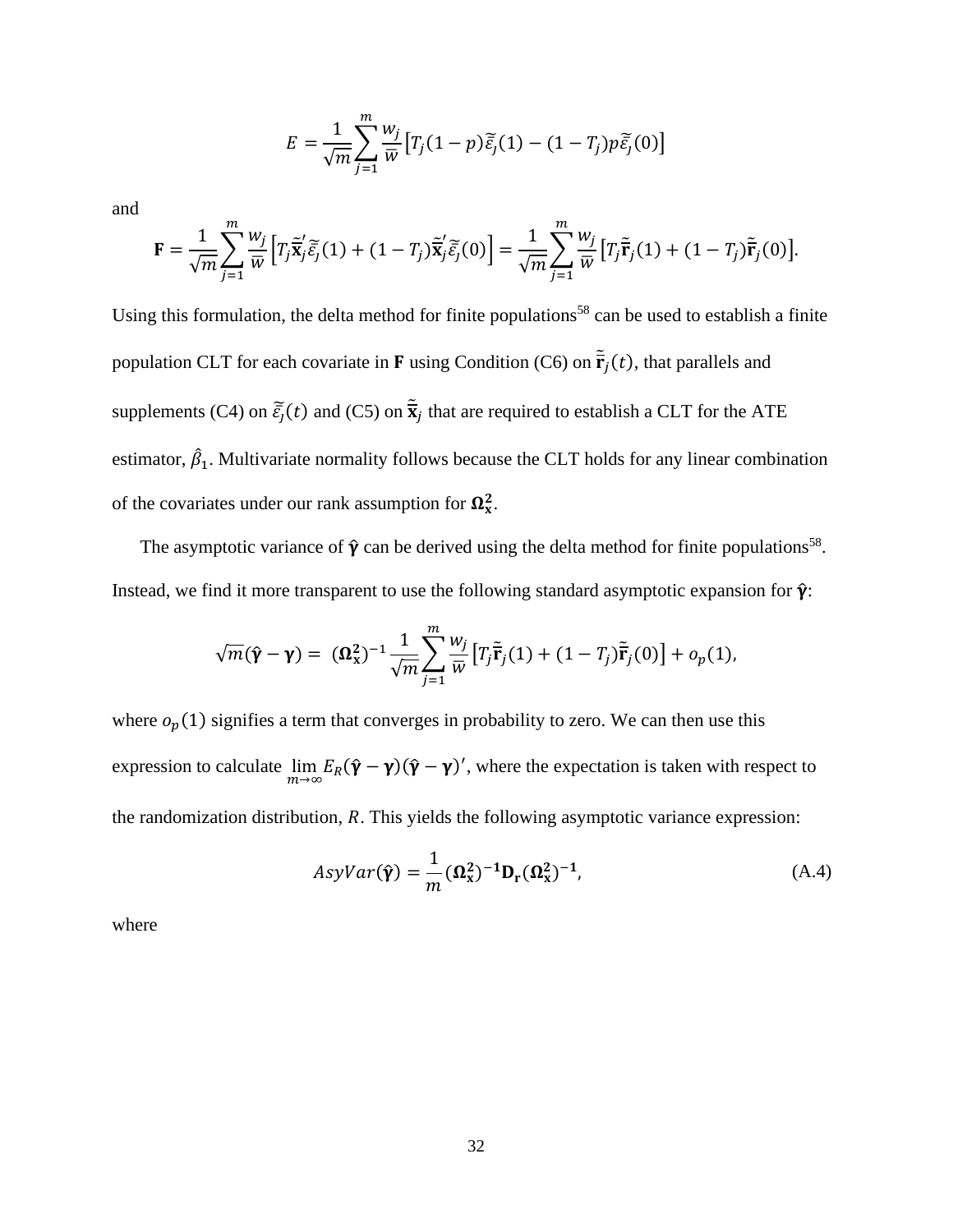$$E = \frac{1}{\sqrt{m}} \sum_{j=1}^{m} \frac{w_j}{\bar{w}} \left[ T_j (1-p) \tilde{\tilde{\varepsilon}}_j(1) - (1-T_j) p \tilde{\tilde{\varepsilon}}_j(0) \right]$$

and

$$\mathbf{F} = \frac{1}{\sqrt{m}} \sum_{j=1}^{m} \frac{w_j}{\bar{w}} \left[ T_j \tilde{\tilde{\mathbf{x}}}_j' \tilde{\tilde{\varepsilon}}_j(1) + (1-T_j) \tilde{\tilde{\mathbf{x}}}_j' \tilde{\tilde{\varepsilon}}_j(0) \right] = \frac{1}{\sqrt{m}} \sum_{j=1}^{m} \frac{w_j}{\bar{w}} \left[ T_j \tilde{\tilde{\mathbf{r}}}_j(1) + (1-T_j) \tilde{\tilde{\mathbf{r}}}_j(0) \right].$$

Using this formulation, the delta method for finite populations[58] can be used to establish a finite population CLT for each covariate in $\mathbf{F}$ using Condition (C6) on $\tilde{\tilde{\mathbf{r}}}_j(t)$, that parallels and supplements (C4) on $\tilde{\tilde{\varepsilon}}_j(t)$ and (C5) on $\tilde{\tilde{\mathbf{x}}}_j$ that are required to establish a CLT for the ATE estimator, $\hat{\beta}_1$. Multivariate normality follows because the CLT holds for any linear combination of the covariates under our rank assumption for $\mathbf{\Omega_x^2}$.

The asymptotic variance of $\hat{\boldsymbol{\gamma}}$ can be derived using the delta method for finite populations[58]. Instead, we find it more transparent to use the following standard asymptotic expansion for $\hat{\boldsymbol{\gamma}}$:

$$\sqrt{m}(\hat{\boldsymbol{\gamma}} - \boldsymbol{\gamma}) = (\mathbf{\Omega_x^2})^{-1} \frac{1}{\sqrt{m}} \sum_{j=1}^{m} \frac{w_j}{\bar{w}} \left[ T_j \tilde{\tilde{\mathbf{r}}}_j(1) + (1-T_j) \tilde{\tilde{\mathbf{r}}}_j(0) \right] + o_p(1),$$

where $o_p(1)$ signifies a term that converges in probability to zero. We can then use this expression to calculate $\lim_{m \to \infty} E_R(\hat{\boldsymbol{\gamma}} - \boldsymbol{\gamma})(\hat{\boldsymbol{\gamma}} - \boldsymbol{\gamma})'$, where the expectation is taken with respect to the randomization distribution, $R$. This yields the following asymptotic variance expression:

$$AsyVar(\hat{\boldsymbol{\gamma}}) = \frac{1}{m} (\mathbf{\Omega_x^2})^{-1} \mathbf{D_r} (\mathbf{\Omega_x^2})^{-1}, \tag{A.4}$$

where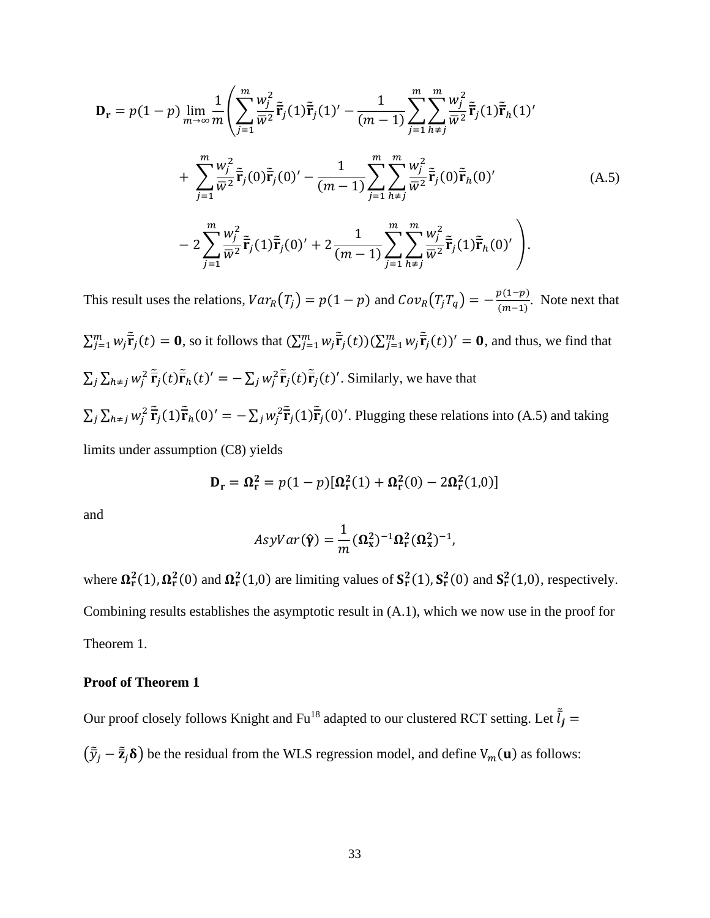$$\mathbf{D_r} = p(1-p)\lim_{m\to\infty}\frac{1}{m}\Bigg(\sum_{j=1}^{m}\frac{w_j^2}{\overline{w}^2}\tilde{\tilde{\mathbf{r}}}_j(1)\tilde{\tilde{\mathbf{r}}}_j(1)' - \frac{1}{(m-1)}\sum_{j=1}^{m}\sum_{h\neq j}^{m}\frac{w_j^2}{\overline{w}^2}\tilde{\tilde{\mathbf{r}}}_j(1)\tilde{\tilde{\mathbf{r}}}_h(1)'$$

$$+\sum_{j=1}^{m}\frac{w_j^2}{\overline{w}^2}\tilde{\tilde{\mathbf{r}}}_j(0)\tilde{\tilde{\mathbf{r}}}_j(0)' - \frac{1}{(m-1)}\sum_{j=1}^{m}\sum_{h\neq j}^{m}\frac{w_j^2}{\overline{w}^2}\tilde{\tilde{\mathbf{r}}}_j(0)\tilde{\tilde{\mathbf{r}}}_h(0)' \tag{A.5}$$

$$-2\sum_{j=1}^{m}\frac{w_j^2}{\overline{w}^2}\tilde{\tilde{\mathbf{r}}}_j(1)\tilde{\tilde{\mathbf{r}}}_j(0)' + 2\frac{1}{(m-1)}\sum_{j=1}^{m}\sum_{h\neq j}^{m}\frac{w_j^2}{\overline{w}^2}\tilde{\tilde{\mathbf{r}}}_j(1)\tilde{\tilde{\mathbf{r}}}_h(0)'\Bigg).$$

This result uses the relations, $Var_R(T_j) = p(1-p)$ and $Cov_R(T_jT_q) = -\frac{p(1-p)}{(m-1)}$. Note next that $\sum_{j=1}^{m} w_j\tilde{\tilde{\mathbf{r}}}_j(t) = \mathbf{0}$, so it follows that $(\sum_{j=1}^{m} w_j\tilde{\tilde{\mathbf{r}}}_j(t))(\sum_{j=1}^{m} w_j\tilde{\tilde{\mathbf{r}}}_j(t))' = \mathbf{0}$, and thus, we find that $\sum_j\sum_{h\neq j} w_j^2\,\tilde{\tilde{\mathbf{r}}}_j(t)\tilde{\tilde{\mathbf{r}}}_h(t)' = -\sum_j w_j^2\tilde{\tilde{\mathbf{r}}}_j(t)\tilde{\tilde{\mathbf{r}}}_j(t)'$. Similarly, we have that $\sum_j\sum_{h\neq j} w_j^2\,\tilde{\tilde{\mathbf{r}}}_j(1)\tilde{\tilde{\mathbf{r}}}_h(0)' = -\sum_j w_j^2\tilde{\tilde{\mathbf{r}}}_j(1)\tilde{\tilde{\mathbf{r}}}_j(0)'$. Plugging these relations into (A.5) and taking limits under assumption (C8) yields

$$\mathbf{D_r} = \mathbf{\Omega_r^2} = p(1-p)[\mathbf{\Omega_r^2}(1) + \mathbf{\Omega_r^2}(0) - 2\mathbf{\Omega_r^2}(1{,}0)]$$

and

$$AsyVar(\hat{\boldsymbol{\gamma}}) = \frac{1}{m}(\mathbf{\Omega_x^2})^{-1}\mathbf{\Omega_r^2}(\mathbf{\Omega_x^2})^{-1},$$

where $\mathbf{\Omega_r^2}(1), \mathbf{\Omega_r^2}(0)$ and $\mathbf{\Omega_r^2}(1{,}0)$ are limiting values of $\mathbf{S_r^2}(1), \mathbf{S_r^2}(0)$ and $\mathbf{S_r^2}(1{,}0)$, respectively. Combining results establishes the asymptotic result in (A.1), which we now use in the proof for Theorem 1.

**Proof of Theorem 1**

Our proof closely follows Knight and Fu[18] adapted to our clustered RCT setting. Let $\tilde{\tilde{l}}_j = (\tilde{\tilde{y}}_j - \tilde{\tilde{\mathbf{z}}}_j\boldsymbol{\delta})$ be the residual from the WLS regression model, and define $V_m(\mathbf{u})$ as follows: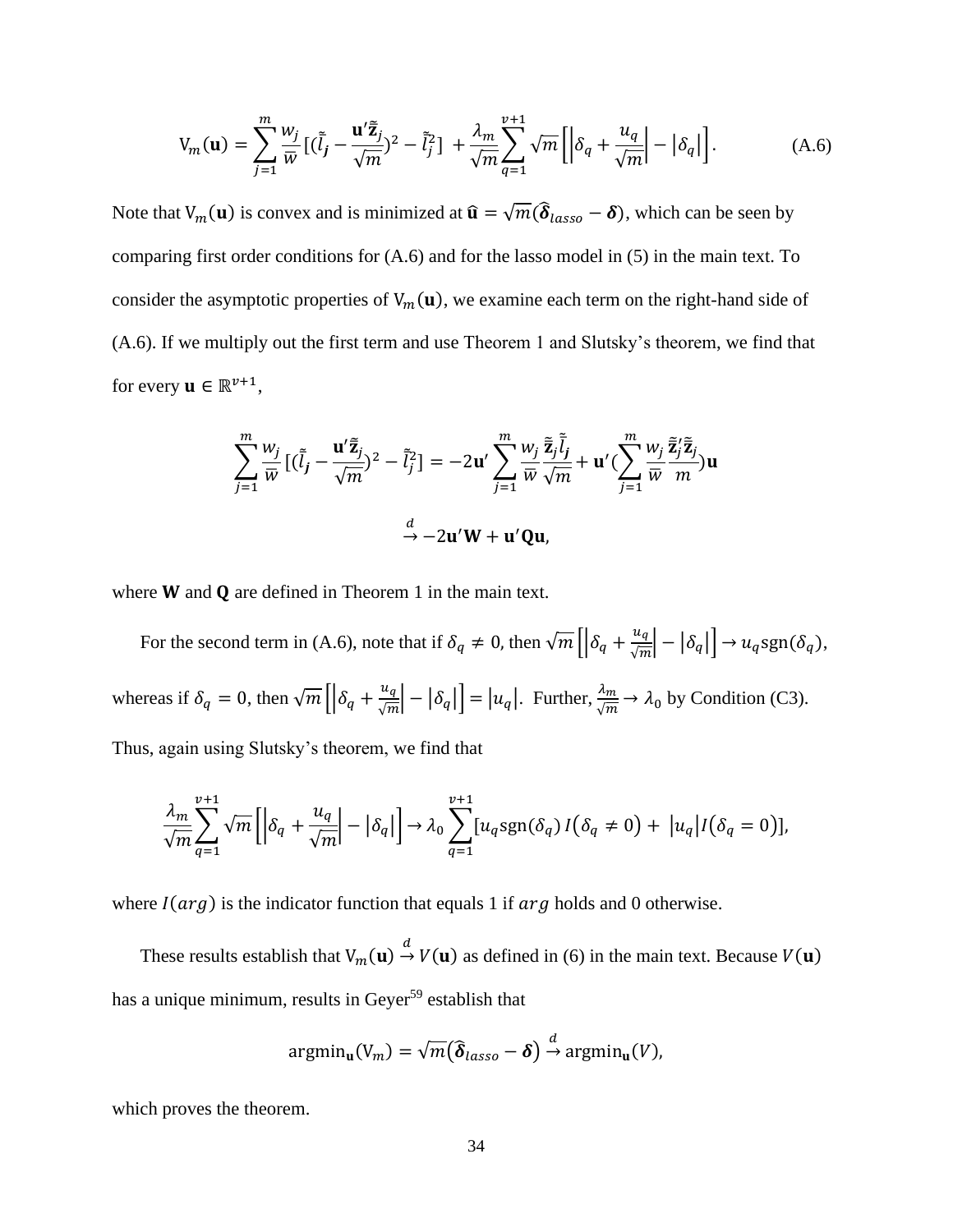$$
\mathrm{V}_m(\mathbf{u}) = \sum_{j=1}^{m} \frac{w_j}{\bar{w}} [(\tilde{\tilde{l}}_{\boldsymbol{j}} - \frac{\mathbf{u}'\tilde{\tilde{\mathbf{z}}}_j}{\sqrt{m}})^2 - \tilde{\tilde{l}}_j^2] + \frac{\lambda_m}{\sqrt{m}} \sum_{q=1}^{v+1} \sqrt{m} \left[ \left| \delta_q + \frac{u_q}{\sqrt{m}} \right| - \left| \delta_q \right| \right]. \tag{A.6}
$$

Note that $\mathrm{V}_m(\mathbf{u})$ is convex and is minimized at $\hat{\mathbf{u}} = \sqrt{m}(\hat{\boldsymbol{\delta}}_{lasso} - \boldsymbol{\delta})$, which can be seen by comparing first order conditions for (A.6) and for the lasso model in (5) in the main text. To consider the asymptotic properties of $\mathrm{V}_m(\mathbf{u})$, we examine each term on the right-hand side of (A.6). If we multiply out the first term and use Theorem 1 and Slutsky's theorem, we find that for every $\mathbf{u} \in \mathbb{R}^{v+1}$,

$$
\sum_{j=1}^{m} \frac{w_j}{\bar{w}} [(\tilde{\tilde{l}}_{\boldsymbol{j}} - \frac{\mathbf{u}'\tilde{\tilde{\mathbf{z}}}_j}{\sqrt{m}})^2 - \tilde{\tilde{l}}_j^2] = -2\mathbf{u}' \sum_{j=1}^{m} \frac{w_j}{\bar{w}} \frac{\tilde{\tilde{\mathbf{z}}}_j \tilde{\tilde{l}}_{\boldsymbol{j}}}{\sqrt{m}} + \mathbf{u}' (\sum_{j=1}^{m} \frac{w_j}{\bar{w}} \frac{\tilde{\tilde{\mathbf{z}}}_j' \tilde{\tilde{\mathbf{z}}}_j}{m}) \mathbf{u}
$$

$$
\xrightarrow{d} -2\mathbf{u}'\mathbf{W} + \mathbf{u}'\mathbf{Q}\mathbf{u},
$$

where $\mathbf{W}$ and $\mathbf{Q}$ are defined in Theorem 1 in the main text.

For the second term in (A.6), note that if $\delta_q \neq 0$, then $\sqrt{m}\left[\left|\delta_q + \frac{u_q}{\sqrt{m}}\right| - \left|\delta_q\right|\right] \to u_q \mathrm{sgn}(\delta_q)$, whereas if $\delta_q = 0$, then $\sqrt{m}\left[\left|\delta_q + \frac{u_q}{\sqrt{m}}\right| - \left|\delta_q\right|\right] = \left|u_q\right|$. Further, $\frac{\lambda_m}{\sqrt{m}} \to \lambda_0$ by Condition (C3). Thus, again using Slutsky's theorem, we find that

$$
\frac{\lambda_m}{\sqrt{m}} \sum_{q=1}^{v+1} \sqrt{m} \left[ \left| \delta_q + \frac{u_q}{\sqrt{m}} \right| - \left| \delta_q \right| \right] \to \lambda_0 \sum_{q=1}^{v+1} [u_q \mathrm{sgn}(\delta_q) I(\delta_q \neq 0) + \left|u_q\right| I(\delta_q = 0)],
$$

where $I(arg)$ is the indicator function that equals 1 if $arg$ holds and 0 otherwise.

These results establish that $\mathrm{V}_m(\mathbf{u}) \xrightarrow{d} V(\mathbf{u})$ as defined in (6) in the main text. Because $V(\mathbf{u})$ has a unique minimum, results in Geyer[59] establish that

$$
\mathrm{argmin}_{\mathbf{u}}(\mathrm{V}_m) = \sqrt{m}(\hat{\boldsymbol{\delta}}_{lasso} - \boldsymbol{\delta}) \xrightarrow{d} \mathrm{argmin}_{\mathbf{u}}(V),
$$

which proves the theorem.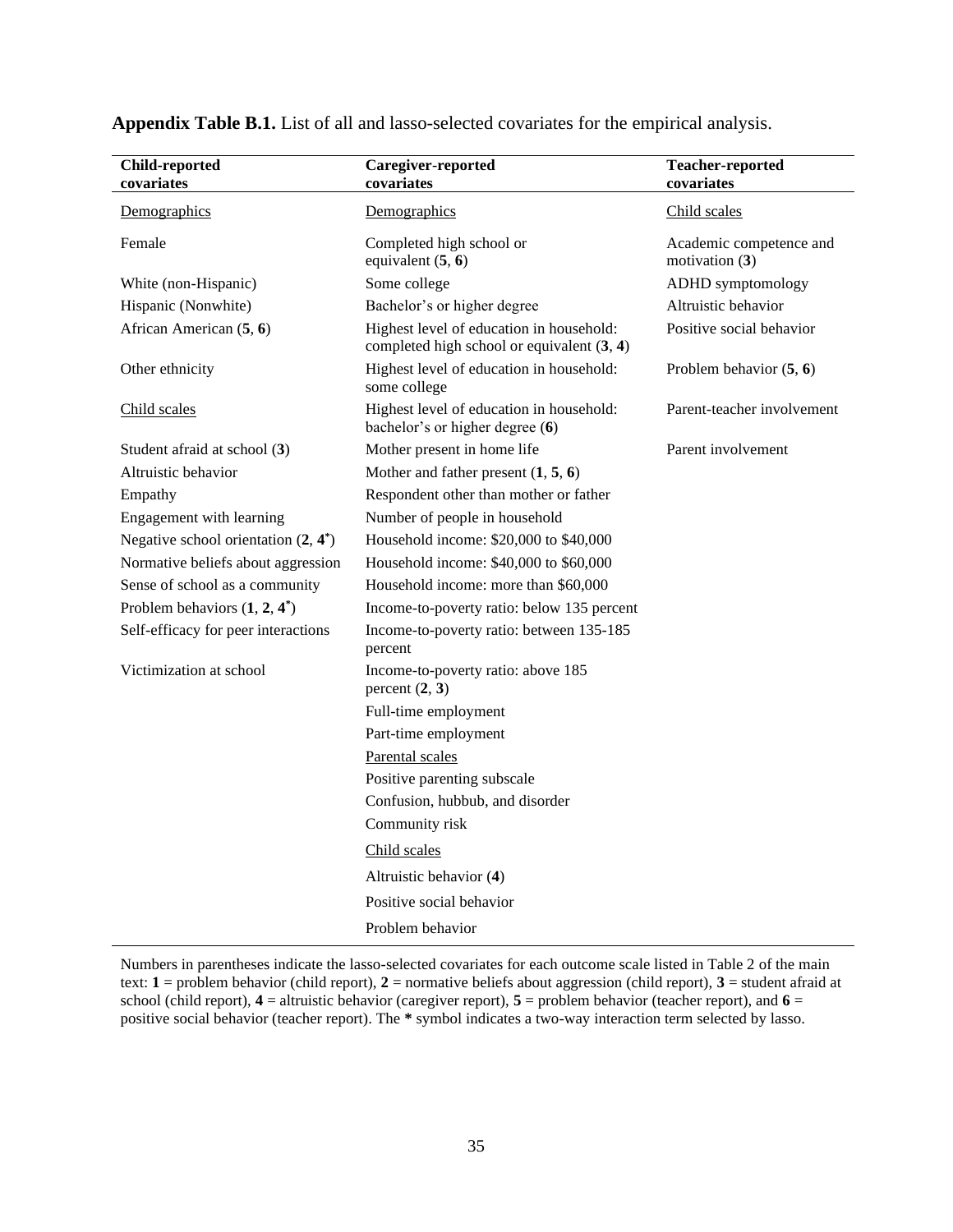**Appendix Table B.1.** List of all and lasso-selected covariates for the empirical analysis.

| **Child-reported covariates** | **Caregiver-reported covariates** | **Teacher-reported covariates** |
|---|---|---|
| Demographics | Demographics | Child scales |
| Female | Completed high school or equivalent (**5**, **6**) | Academic competence and motivation (**3**) |
| White (non-Hispanic) | Some college | ADHD symptomology |
| Hispanic (Nonwhite) | Bachelor's or higher degree | Altruistic behavior |
| African American (**5**, **6**) | Highest level of education in household: completed high school or equivalent (**3**, **4**) | Positive social behavior |
| Other ethnicity | Highest level of education in household: some college | Problem behavior (**5**, **6**) |
| Child scales | Highest level of education in household: bachelor's or higher degree (**6**) | Parent-teacher involvement |
| Student afraid at school (**3**) | Mother present in home life | Parent involvement |
| Altruistic behavior | Mother and father present (**1**, **5**, **6**) | |
| Empathy | Respondent other than mother or father | |
| Engagement with learning | Number of people in household | |
| Negative school orientation (**2**, **4***) | Household income: $20,000 to $40,000 | |
| Normative beliefs about aggression | Household income: $40,000 to $60,000 | |
| Sense of school as a community | Household income: more than $60,000 | |
| Problem behaviors (**1**, **2**, **4***) | Income-to-poverty ratio: below 135 percent | |
| Self-efficacy for peer interactions | Income-to-poverty ratio: between 135-185 percent | |
| Victimization at school | Income-to-poverty ratio: above 185 percent (**2**, **3**) | |
| | Full-time employment | |
| | Part-time employment | |
| | Parental scales | |
| | Positive parenting subscale | |
| | Confusion, hubbub, and disorder | |
| | Community risk | |
| | Child scales | |
| | Altruistic behavior (**4**) | |
| | Positive social behavior | |
| | Problem behavior | |

Numbers in parentheses indicate the lasso-selected covariates for each outcome scale listed in Table 2 of the main text: **1** = problem behavior (child report), **2** = normative beliefs about aggression (child report), **3** = student afraid at school (child report), **4** = altruistic behavior (caregiver report), **5** = problem behavior (teacher report), and **6** = positive social behavior (teacher report). The * symbol indicates a two-way interaction term selected by lasso.